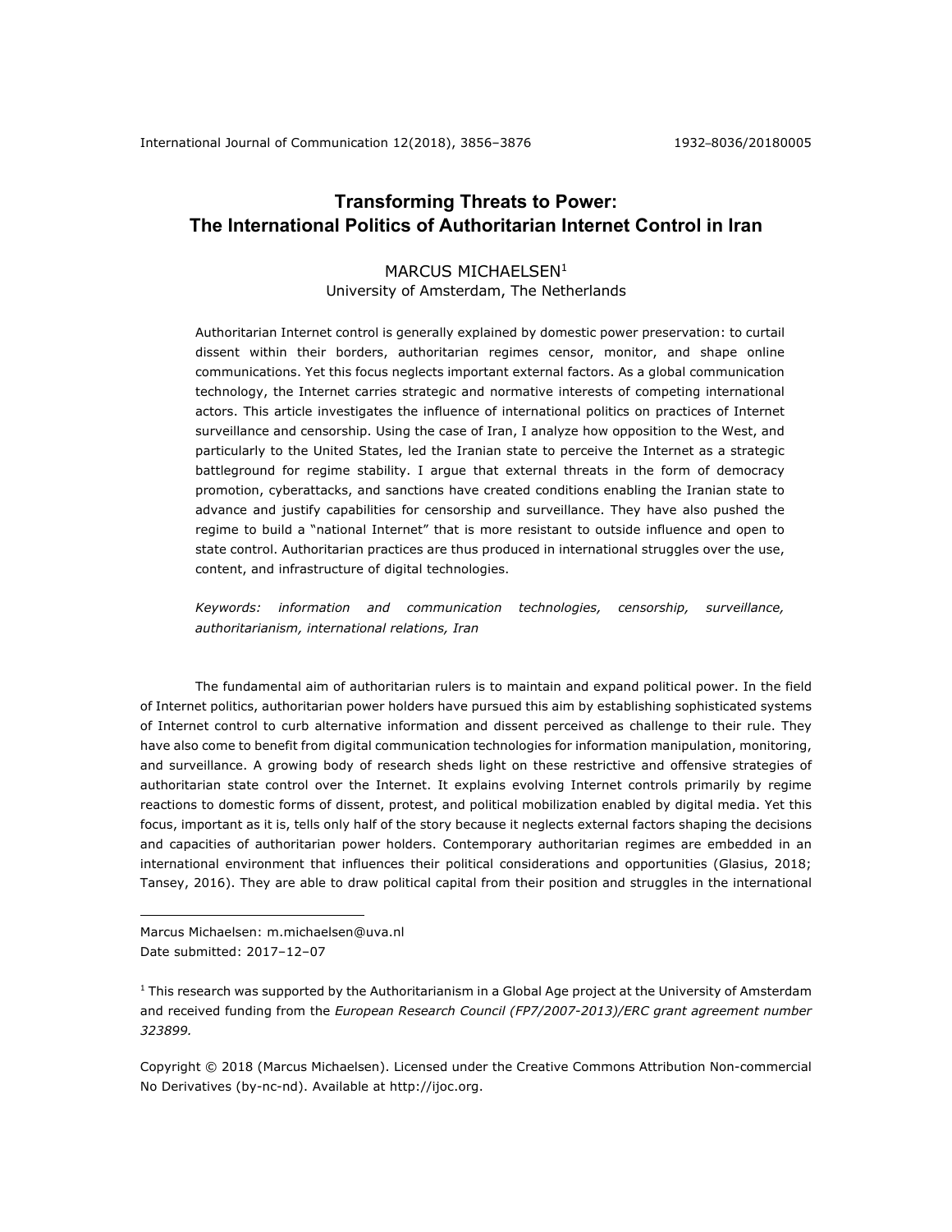# Transforming Threats to Power: The International Politics of Authoritarian Internet Control in Iran

MARCUS MICHAELSEN[1]
University of Amsterdam, The Netherlands

Authoritarian Internet control is generally explained by domestic power preservation: to curtail dissent within their borders, authoritarian regimes censor, monitor, and shape online communications. Yet this focus neglects important external factors. As a global communication technology, the Internet carries strategic and normative interests of competing international actors. This article investigates the influence of international politics on practices of Internet surveillance and censorship. Using the case of Iran, I analyze how opposition to the West, and particularly to the United States, led the Iranian state to perceive the Internet as a strategic battleground for regime stability. I argue that external threats in the form of democracy promotion, cyberattacks, and sanctions have created conditions enabling the Iranian state to advance and justify capabilities for censorship and surveillance. They have also pushed the regime to build a "national Internet" that is more resistant to outside influence and open to state control. Authoritarian practices are thus produced in international struggles over the use, content, and infrastructure of digital technologies.

*Keywords: information and communication technologies, censorship, surveillance, authoritarianism, international relations, Iran*

The fundamental aim of authoritarian rulers is to maintain and expand political power. In the field of Internet politics, authoritarian power holders have pursued this aim by establishing sophisticated systems of Internet control to curb alternative information and dissent perceived as challenge to their rule. They have also come to benefit from digital communication technologies for information manipulation, monitoring, and surveillance. A growing body of research sheds light on these restrictive and offensive strategies of authoritarian state control over the Internet. It explains evolving Internet controls primarily by regime reactions to domestic forms of dissent, protest, and political mobilization enabled by digital media. Yet this focus, important as it is, tells only half of the story because it neglects external factors shaping the decisions and capacities of authoritarian power holders. Contemporary authoritarian regimes are embedded in an international environment that influences their political considerations and opportunities (Glasius, 2018; Tansey, 2016). They are able to draw political capital from their position and struggles in the international

Marcus Michaelsen: m.michaelsen@uva.nl
Date submitted: 2017–12–07

[1] This research was supported by the Authoritarianism in a Global Age project at the University of Amsterdam and received funding from the *European Research Council (FP7/2007-2013)/ERC grant agreement number 323899.*

Copyright © 2018 (Marcus Michaelsen). Licensed under the Creative Commons Attribution Non-commercial No Derivatives (by-nc-nd). Available at http://ijoc.org.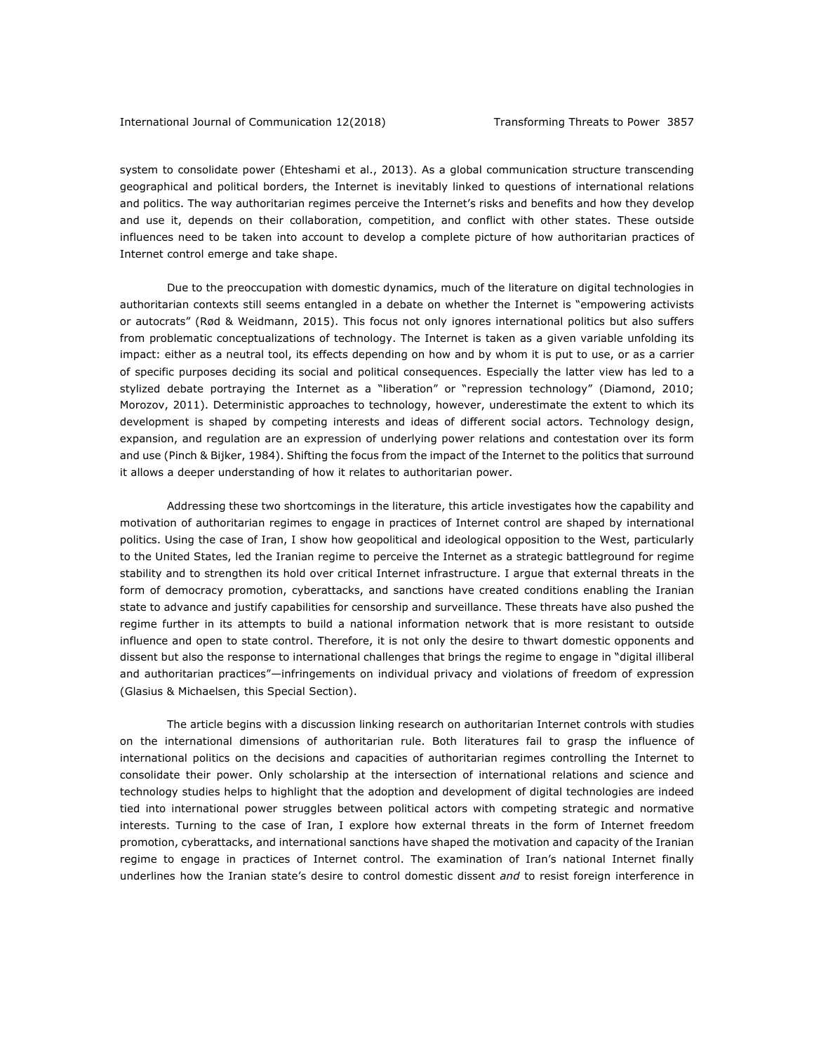system to consolidate power (Ehteshami et al., 2013). As a global communication structure transcending geographical and political borders, the Internet is inevitably linked to questions of international relations and politics. The way authoritarian regimes perceive the Internet's risks and benefits and how they develop and use it, depends on their collaboration, competition, and conflict with other states. These outside influences need to be taken into account to develop a complete picture of how authoritarian practices of Internet control emerge and take shape.

Due to the preoccupation with domestic dynamics, much of the literature on digital technologies in authoritarian contexts still seems entangled in a debate on whether the Internet is "empowering activists or autocrats" (Rød & Weidmann, 2015). This focus not only ignores international politics but also suffers from problematic conceptualizations of technology. The Internet is taken as a given variable unfolding its impact: either as a neutral tool, its effects depending on how and by whom it is put to use, or as a carrier of specific purposes deciding its social and political consequences. Especially the latter view has led to a stylized debate portraying the Internet as a "liberation" or "repression technology" (Diamond, 2010; Morozov, 2011). Deterministic approaches to technology, however, underestimate the extent to which its development is shaped by competing interests and ideas of different social actors. Technology design, expansion, and regulation are an expression of underlying power relations and contestation over its form and use (Pinch & Bijker, 1984). Shifting the focus from the impact of the Internet to the politics that surround it allows a deeper understanding of how it relates to authoritarian power.

Addressing these two shortcomings in the literature, this article investigates how the capability and motivation of authoritarian regimes to engage in practices of Internet control are shaped by international politics. Using the case of Iran, I show how geopolitical and ideological opposition to the West, particularly to the United States, led the Iranian regime to perceive the Internet as a strategic battleground for regime stability and to strengthen its hold over critical Internet infrastructure. I argue that external threats in the form of democracy promotion, cyberattacks, and sanctions have created conditions enabling the Iranian state to advance and justify capabilities for censorship and surveillance. These threats have also pushed the regime further in its attempts to build a national information network that is more resistant to outside influence and open to state control. Therefore, it is not only the desire to thwart domestic opponents and dissent but also the response to international challenges that brings the regime to engage in "digital illiberal and authoritarian practices"—infringements on individual privacy and violations of freedom of expression (Glasius & Michaelsen, this Special Section).

The article begins with a discussion linking research on authoritarian Internet controls with studies on the international dimensions of authoritarian rule. Both literatures fail to grasp the influence of international politics on the decisions and capacities of authoritarian regimes controlling the Internet to consolidate their power. Only scholarship at the intersection of international relations and science and technology studies helps to highlight that the adoption and development of digital technologies are indeed tied into international power struggles between political actors with competing strategic and normative interests. Turning to the case of Iran, I explore how external threats in the form of Internet freedom promotion, cyberattacks, and international sanctions have shaped the motivation and capacity of the Iranian regime to engage in practices of Internet control. The examination of Iran's national Internet finally underlines how the Iranian state's desire to control domestic dissent *and* to resist foreign interference in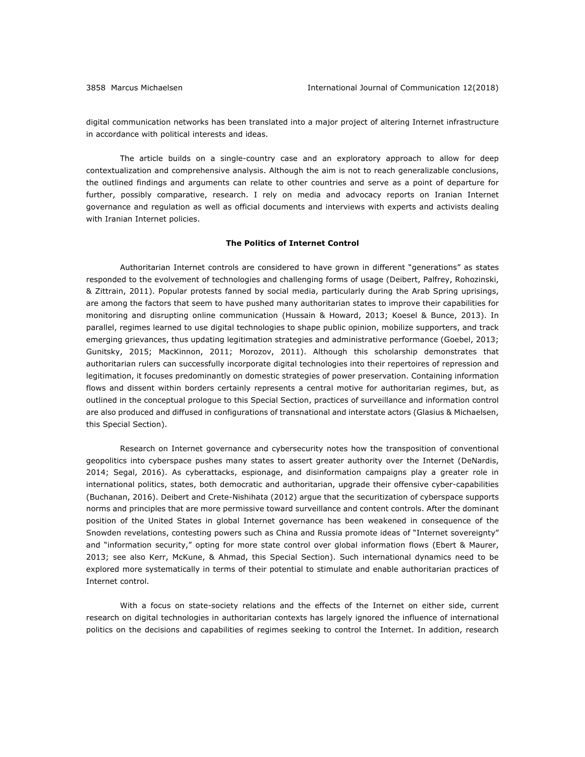digital communication networks has been translated into a major project of altering Internet infrastructure in accordance with political interests and ideas.

The article builds on a single-country case and an exploratory approach to allow for deep contextualization and comprehensive analysis. Although the aim is not to reach generalizable conclusions, the outlined findings and arguments can relate to other countries and serve as a point of departure for further, possibly comparative, research. I rely on media and advocacy reports on Iranian Internet governance and regulation as well as official documents and interviews with experts and activists dealing with Iranian Internet policies.

## The Politics of Internet Control

Authoritarian Internet controls are considered to have grown in different "generations" as states responded to the evolvement of technologies and challenging forms of usage (Deibert, Palfrey, Rohozinski, & Zittrain, 2011). Popular protests fanned by social media, particularly during the Arab Spring uprisings, are among the factors that seem to have pushed many authoritarian states to improve their capabilities for monitoring and disrupting online communication (Hussain & Howard, 2013; Koesel & Bunce, 2013). In parallel, regimes learned to use digital technologies to shape public opinion, mobilize supporters, and track emerging grievances, thus updating legitimation strategies and administrative performance (Goebel, 2013; Gunitsky, 2015; MacKinnon, 2011; Morozov, 2011). Although this scholarship demonstrates that authoritarian rulers can successfully incorporate digital technologies into their repertoires of repression and legitimation, it focuses predominantly on domestic strategies of power preservation. Containing information flows and dissent within borders certainly represents a central motive for authoritarian regimes, but, as outlined in the conceptual prologue to this Special Section, practices of surveillance and information control are also produced and diffused in configurations of transnational and interstate actors (Glasius & Michaelsen, this Special Section).

Research on Internet governance and cybersecurity notes how the transposition of conventional geopolitics into cyberspace pushes many states to assert greater authority over the Internet (DeNardis, 2014; Segal, 2016). As cyberattacks, espionage, and disinformation campaigns play a greater role in international politics, states, both democratic and authoritarian, upgrade their offensive cyber-capabilities (Buchanan, 2016). Deibert and Crete-Nishihata (2012) argue that the securitization of cyberspace supports norms and principles that are more permissive toward surveillance and content controls. After the dominant position of the United States in global Internet governance has been weakened in consequence of the Snowden revelations, contesting powers such as China and Russia promote ideas of "Internet sovereignty" and "information security," opting for more state control over global information flows (Ebert & Maurer, 2013; see also Kerr, McKune, & Ahmad, this Special Section). Such international dynamics need to be explored more systematically in terms of their potential to stimulate and enable authoritarian practices of Internet control.

With a focus on state-society relations and the effects of the Internet on either side, current research on digital technologies in authoritarian contexts has largely ignored the influence of international politics on the decisions and capabilities of regimes seeking to control the Internet. In addition, research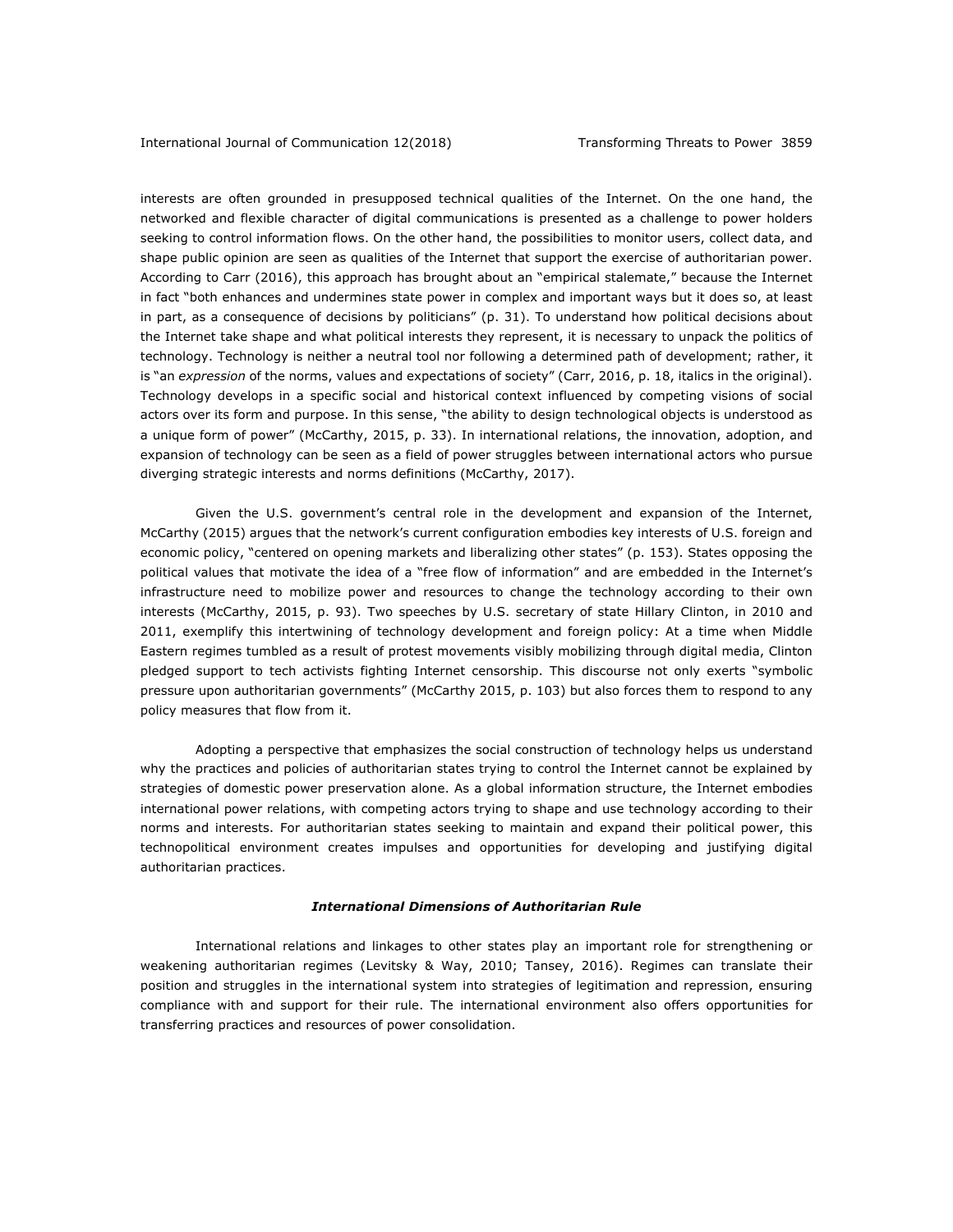interests are often grounded in presupposed technical qualities of the Internet. On the one hand, the networked and flexible character of digital communications is presented as a challenge to power holders seeking to control information flows. On the other hand, the possibilities to monitor users, collect data, and shape public opinion are seen as qualities of the Internet that support the exercise of authoritarian power. According to Carr (2016), this approach has brought about an "empirical stalemate," because the Internet in fact "both enhances and undermines state power in complex and important ways but it does so, at least in part, as a consequence of decisions by politicians" (p. 31). To understand how political decisions about the Internet take shape and what political interests they represent, it is necessary to unpack the politics of technology. Technology is neither a neutral tool nor following a determined path of development; rather, it is "an *expression* of the norms, values and expectations of society" (Carr, 2016, p. 18, italics in the original). Technology develops in a specific social and historical context influenced by competing visions of social actors over its form and purpose. In this sense, "the ability to design technological objects is understood as a unique form of power" (McCarthy, 2015, p. 33). In international relations, the innovation, adoption, and expansion of technology can be seen as a field of power struggles between international actors who pursue diverging strategic interests and norms definitions (McCarthy, 2017).

Given the U.S. government's central role in the development and expansion of the Internet, McCarthy (2015) argues that the network's current configuration embodies key interests of U.S. foreign and economic policy, "centered on opening markets and liberalizing other states" (p. 153). States opposing the political values that motivate the idea of a "free flow of information" and are embedded in the Internet's infrastructure need to mobilize power and resources to change the technology according to their own interests (McCarthy, 2015, p. 93). Two speeches by U.S. secretary of state Hillary Clinton, in 2010 and 2011, exemplify this intertwining of technology development and foreign policy: At a time when Middle Eastern regimes tumbled as a result of protest movements visibly mobilizing through digital media, Clinton pledged support to tech activists fighting Internet censorship. This discourse not only exerts "symbolic pressure upon authoritarian governments" (McCarthy 2015, p. 103) but also forces them to respond to any policy measures that flow from it.

Adopting a perspective that emphasizes the social construction of technology helps us understand why the practices and policies of authoritarian states trying to control the Internet cannot be explained by strategies of domestic power preservation alone. As a global information structure, the Internet embodies international power relations, with competing actors trying to shape and use technology according to their norms and interests. For authoritarian states seeking to maintain and expand their political power, this technopolitical environment creates impulses and opportunities for developing and justifying digital authoritarian practices.

### *International Dimensions of Authoritarian Rule*

International relations and linkages to other states play an important role for strengthening or weakening authoritarian regimes (Levitsky & Way, 2010; Tansey, 2016). Regimes can translate their position and struggles in the international system into strategies of legitimation and repression, ensuring compliance with and support for their rule. The international environment also offers opportunities for transferring practices and resources of power consolidation.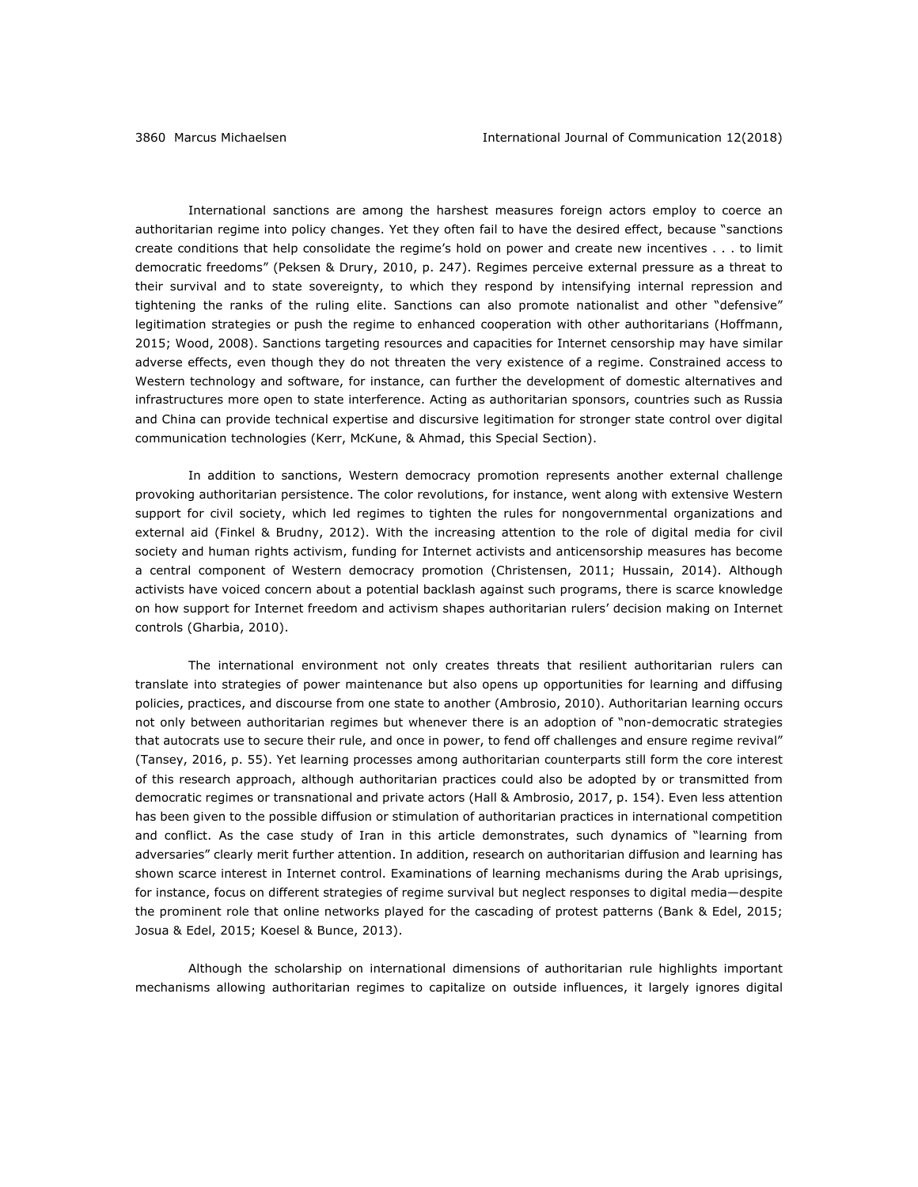International sanctions are among the harshest measures foreign actors employ to coerce an authoritarian regime into policy changes. Yet they often fail to have the desired effect, because "sanctions create conditions that help consolidate the regime's hold on power and create new incentives . . . to limit democratic freedoms" (Peksen & Drury, 2010, p. 247). Regimes perceive external pressure as a threat to their survival and to state sovereignty, to which they respond by intensifying internal repression and tightening the ranks of the ruling elite. Sanctions can also promote nationalist and other "defensive" legitimation strategies or push the regime to enhanced cooperation with other authoritarians (Hoffmann, 2015; Wood, 2008). Sanctions targeting resources and capacities for Internet censorship may have similar adverse effects, even though they do not threaten the very existence of a regime. Constrained access to Western technology and software, for instance, can further the development of domestic alternatives and infrastructures more open to state interference. Acting as authoritarian sponsors, countries such as Russia and China can provide technical expertise and discursive legitimation for stronger state control over digital communication technologies (Kerr, McKune, & Ahmad, this Special Section).

In addition to sanctions, Western democracy promotion represents another external challenge provoking authoritarian persistence. The color revolutions, for instance, went along with extensive Western support for civil society, which led regimes to tighten the rules for nongovernmental organizations and external aid (Finkel & Brudny, 2012). With the increasing attention to the role of digital media for civil society and human rights activism, funding for Internet activists and anticensorship measures has become a central component of Western democracy promotion (Christensen, 2011; Hussain, 2014). Although activists have voiced concern about a potential backlash against such programs, there is scarce knowledge on how support for Internet freedom and activism shapes authoritarian rulers' decision making on Internet controls (Gharbia, 2010).

The international environment not only creates threats that resilient authoritarian rulers can translate into strategies of power maintenance but also opens up opportunities for learning and diffusing policies, practices, and discourse from one state to another (Ambrosio, 2010). Authoritarian learning occurs not only between authoritarian regimes but whenever there is an adoption of "non-democratic strategies that autocrats use to secure their rule, and once in power, to fend off challenges and ensure regime revival" (Tansey, 2016, p. 55). Yet learning processes among authoritarian counterparts still form the core interest of this research approach, although authoritarian practices could also be adopted by or transmitted from democratic regimes or transnational and private actors (Hall & Ambrosio, 2017, p. 154). Even less attention has been given to the possible diffusion or stimulation of authoritarian practices in international competition and conflict. As the case study of Iran in this article demonstrates, such dynamics of "learning from adversaries" clearly merit further attention. In addition, research on authoritarian diffusion and learning has shown scarce interest in Internet control. Examinations of learning mechanisms during the Arab uprisings, for instance, focus on different strategies of regime survival but neglect responses to digital media—despite the prominent role that online networks played for the cascading of protest patterns (Bank & Edel, 2015; Josua & Edel, 2015; Koesel & Bunce, 2013).

Although the scholarship on international dimensions of authoritarian rule highlights important mechanisms allowing authoritarian regimes to capitalize on outside influences, it largely ignores digital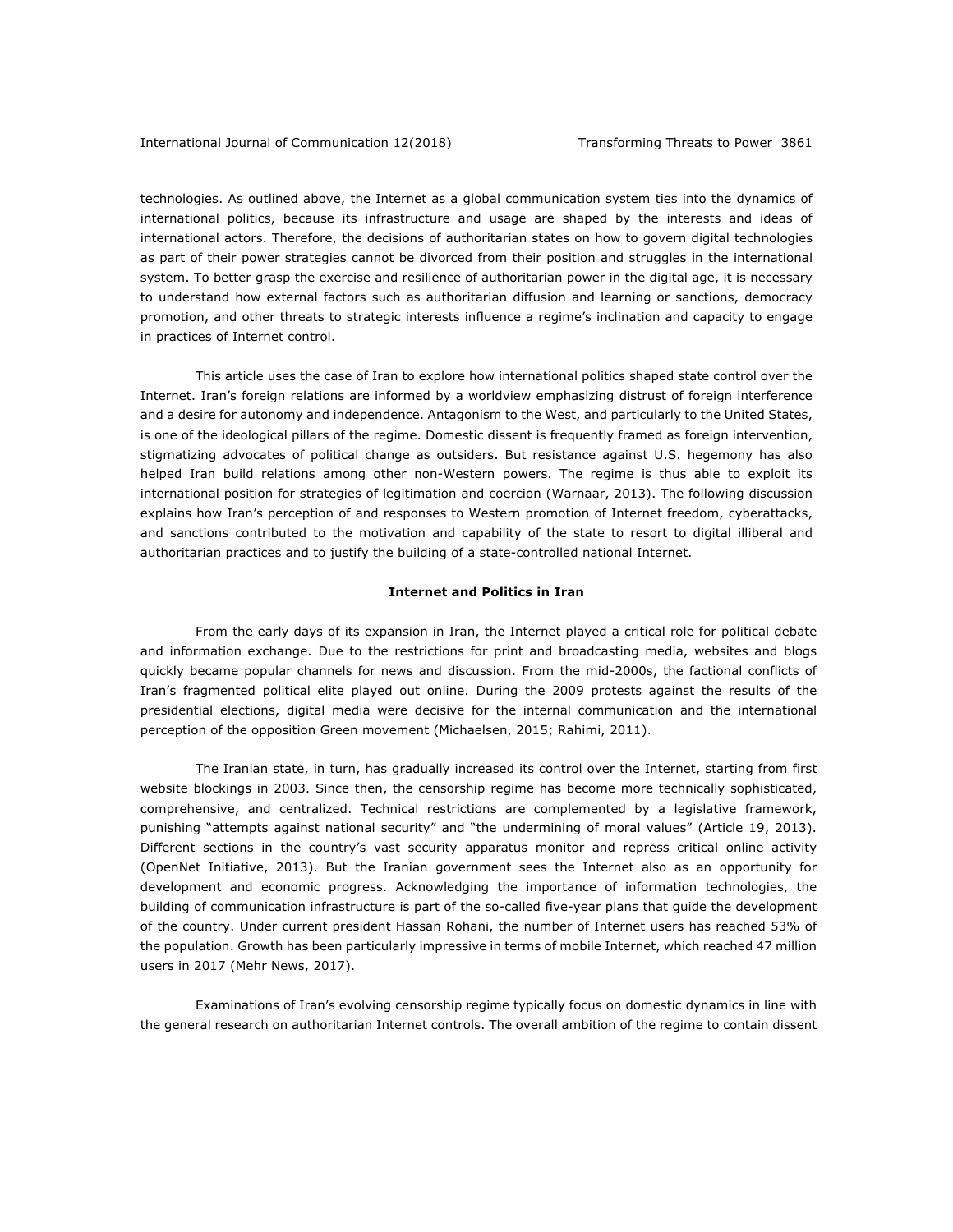technologies. As outlined above, the Internet as a global communication system ties into the dynamics of international politics, because its infrastructure and usage are shaped by the interests and ideas of international actors. Therefore, the decisions of authoritarian states on how to govern digital technologies as part of their power strategies cannot be divorced from their position and struggles in the international system. To better grasp the exercise and resilience of authoritarian power in the digital age, it is necessary to understand how external factors such as authoritarian diffusion and learning or sanctions, democracy promotion, and other threats to strategic interests influence a regime's inclination and capacity to engage in practices of Internet control.

This article uses the case of Iran to explore how international politics shaped state control over the Internet. Iran's foreign relations are informed by a worldview emphasizing distrust of foreign interference and a desire for autonomy and independence. Antagonism to the West, and particularly to the United States, is one of the ideological pillars of the regime. Domestic dissent is frequently framed as foreign intervention, stigmatizing advocates of political change as outsiders. But resistance against U.S. hegemony has also helped Iran build relations among other non-Western powers. The regime is thus able to exploit its international position for strategies of legitimation and coercion (Warnaar, 2013). The following discussion explains how Iran's perception of and responses to Western promotion of Internet freedom, cyberattacks, and sanctions contributed to the motivation and capability of the state to resort to digital illiberal and authoritarian practices and to justify the building of a state-controlled national Internet.

## Internet and Politics in Iran

From the early days of its expansion in Iran, the Internet played a critical role for political debate and information exchange. Due to the restrictions for print and broadcasting media, websites and blogs quickly became popular channels for news and discussion. From the mid-2000s, the factional conflicts of Iran's fragmented political elite played out online. During the 2009 protests against the results of the presidential elections, digital media were decisive for the internal communication and the international perception of the opposition Green movement (Michaelsen, 2015; Rahimi, 2011).

The Iranian state, in turn, has gradually increased its control over the Internet, starting from first website blockings in 2003. Since then, the censorship regime has become more technically sophisticated, comprehensive, and centralized. Technical restrictions are complemented by a legislative framework, punishing "attempts against national security" and "the undermining of moral values" (Article 19, 2013). Different sections in the country's vast security apparatus monitor and repress critical online activity (OpenNet Initiative, 2013). But the Iranian government sees the Internet also as an opportunity for development and economic progress. Acknowledging the importance of information technologies, the building of communication infrastructure is part of the so-called five-year plans that guide the development of the country. Under current president Hassan Rohani, the number of Internet users has reached 53% of the population. Growth has been particularly impressive in terms of mobile Internet, which reached 47 million users in 2017 (Mehr News, 2017).

Examinations of Iran's evolving censorship regime typically focus on domestic dynamics in line with the general research on authoritarian Internet controls. The overall ambition of the regime to contain dissent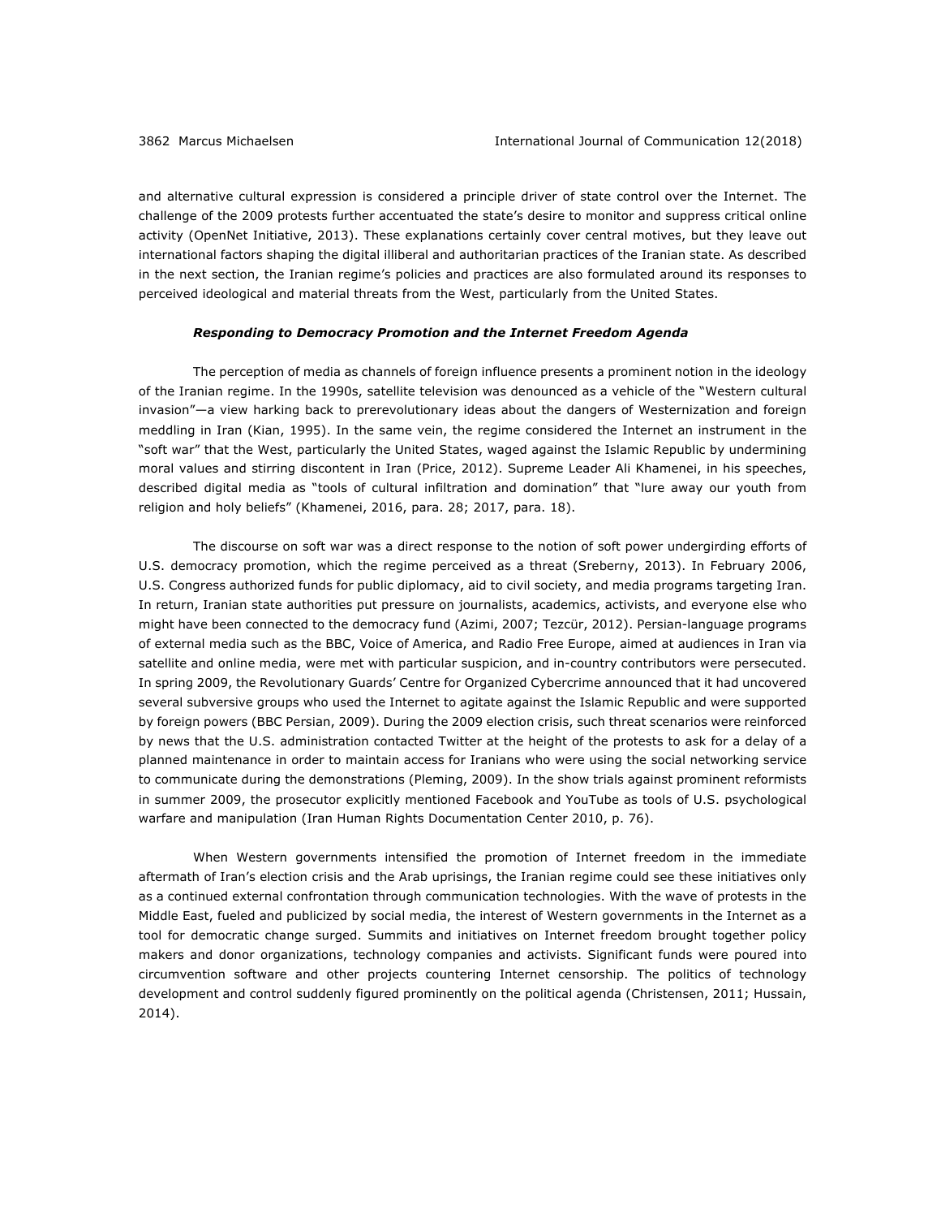and alternative cultural expression is considered a principle driver of state control over the Internet. The challenge of the 2009 protests further accentuated the state's desire to monitor and suppress critical online activity (OpenNet Initiative, 2013). These explanations certainly cover central motives, but they leave out international factors shaping the digital illiberal and authoritarian practices of the Iranian state. As described in the next section, the Iranian regime's policies and practices are also formulated around its responses to perceived ideological and material threats from the West, particularly from the United States.

### *Responding to Democracy Promotion and the Internet Freedom Agenda*

The perception of media as channels of foreign influence presents a prominent notion in the ideology of the Iranian regime. In the 1990s, satellite television was denounced as a vehicle of the "Western cultural invasion"—a view harking back to prerevolutionary ideas about the dangers of Westernization and foreign meddling in Iran (Kian, 1995). In the same vein, the regime considered the Internet an instrument in the "soft war" that the West, particularly the United States, waged against the Islamic Republic by undermining moral values and stirring discontent in Iran (Price, 2012). Supreme Leader Ali Khamenei, in his speeches, described digital media as "tools of cultural infiltration and domination" that "lure away our youth from religion and holy beliefs" (Khamenei, 2016, para. 28; 2017, para. 18).

The discourse on soft war was a direct response to the notion of soft power undergirding efforts of U.S. democracy promotion, which the regime perceived as a threat (Sreberny, 2013). In February 2006, U.S. Congress authorized funds for public diplomacy, aid to civil society, and media programs targeting Iran. In return, Iranian state authorities put pressure on journalists, academics, activists, and everyone else who might have been connected to the democracy fund (Azimi, 2007; Tezcür, 2012). Persian-language programs of external media such as the BBC, Voice of America, and Radio Free Europe, aimed at audiences in Iran via satellite and online media, were met with particular suspicion, and in-country contributors were persecuted. In spring 2009, the Revolutionary Guards' Centre for Organized Cybercrime announced that it had uncovered several subversive groups who used the Internet to agitate against the Islamic Republic and were supported by foreign powers (BBC Persian, 2009). During the 2009 election crisis, such threat scenarios were reinforced by news that the U.S. administration contacted Twitter at the height of the protests to ask for a delay of a planned maintenance in order to maintain access for Iranians who were using the social networking service to communicate during the demonstrations (Pleming, 2009). In the show trials against prominent reformists in summer 2009, the prosecutor explicitly mentioned Facebook and YouTube as tools of U.S. psychological warfare and manipulation (Iran Human Rights Documentation Center 2010, p. 76).

When Western governments intensified the promotion of Internet freedom in the immediate aftermath of Iran's election crisis and the Arab uprisings, the Iranian regime could see these initiatives only as a continued external confrontation through communication technologies. With the wave of protests in the Middle East, fueled and publicized by social media, the interest of Western governments in the Internet as a tool for democratic change surged. Summits and initiatives on Internet freedom brought together policy makers and donor organizations, technology companies and activists. Significant funds were poured into circumvention software and other projects countering Internet censorship. The politics of technology development and control suddenly figured prominently on the political agenda (Christensen, 2011; Hussain, 2014).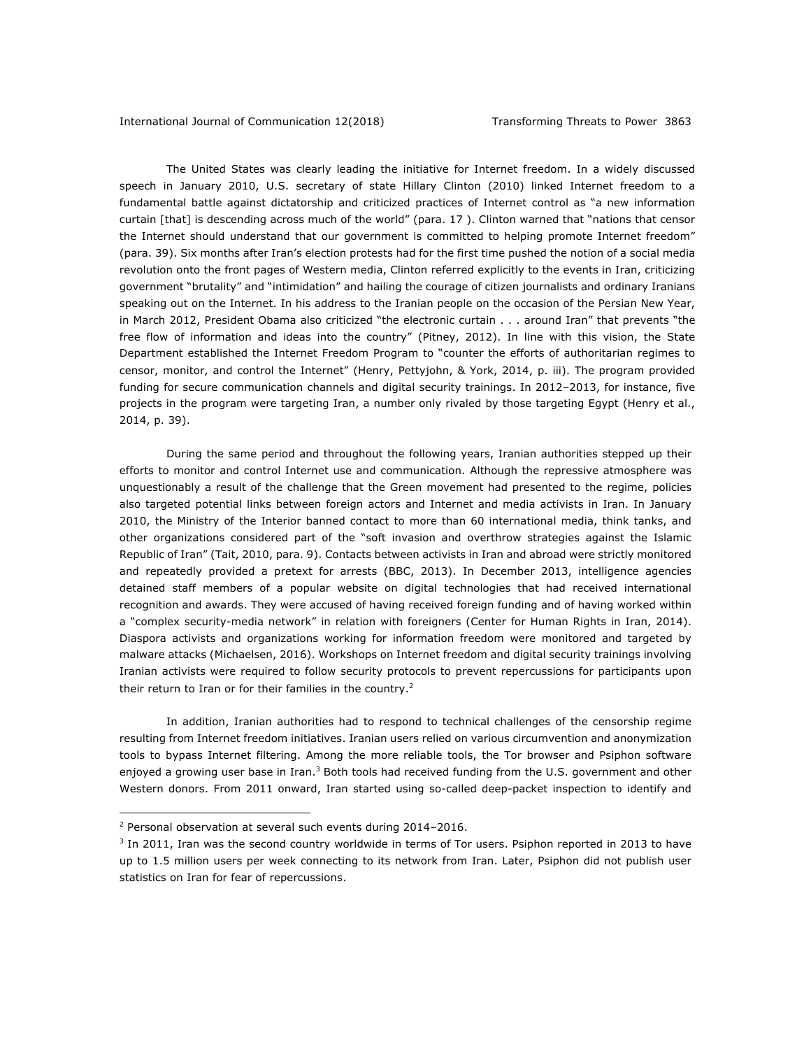The United States was clearly leading the initiative for Internet freedom. In a widely discussed speech in January 2010, U.S. secretary of state Hillary Clinton (2010) linked Internet freedom to a fundamental battle against dictatorship and criticized practices of Internet control as "a new information curtain [that] is descending across much of the world" (para. 17 ). Clinton warned that "nations that censor the Internet should understand that our government is committed to helping promote Internet freedom" (para. 39). Six months after Iran's election protests had for the first time pushed the notion of a social media revolution onto the front pages of Western media, Clinton referred explicitly to the events in Iran, criticizing government "brutality" and "intimidation" and hailing the courage of citizen journalists and ordinary Iranians speaking out on the Internet. In his address to the Iranian people on the occasion of the Persian New Year, in March 2012, President Obama also criticized "the electronic curtain . . . around Iran" that prevents "the free flow of information and ideas into the country" (Pitney, 2012). In line with this vision, the State Department established the Internet Freedom Program to "counter the efforts of authoritarian regimes to censor, monitor, and control the Internet" (Henry, Pettyjohn, & York, 2014, p. iii). The program provided funding for secure communication channels and digital security trainings. In 2012–2013, for instance, five projects in the program were targeting Iran, a number only rivaled by those targeting Egypt (Henry et al., 2014, p. 39).

During the same period and throughout the following years, Iranian authorities stepped up their efforts to monitor and control Internet use and communication. Although the repressive atmosphere was unquestionably a result of the challenge that the Green movement had presented to the regime, policies also targeted potential links between foreign actors and Internet and media activists in Iran. In January 2010, the Ministry of the Interior banned contact to more than 60 international media, think tanks, and other organizations considered part of the "soft invasion and overthrow strategies against the Islamic Republic of Iran" (Tait, 2010, para. 9). Contacts between activists in Iran and abroad were strictly monitored and repeatedly provided a pretext for arrests (BBC, 2013). In December 2013, intelligence agencies detained staff members of a popular website on digital technologies that had received international recognition and awards. They were accused of having received foreign funding and of having worked within a "complex security-media network" in relation with foreigners (Center for Human Rights in Iran, 2014). Diaspora activists and organizations working for information freedom were monitored and targeted by malware attacks (Michaelsen, 2016). Workshops on Internet freedom and digital security trainings involving Iranian activists were required to follow security protocols to prevent repercussions for participants upon their return to Iran or for their families in the country.[2]

In addition, Iranian authorities had to respond to technical challenges of the censorship regime resulting from Internet freedom initiatives. Iranian users relied on various circumvention and anonymization tools to bypass Internet filtering. Among the more reliable tools, the Tor browser and Psiphon software enjoyed a growing user base in Iran.[3] Both tools had received funding from the U.S. government and other Western donors. From 2011 onward, Iran started using so-called deep-packet inspection to identify and

---

[2] Personal observation at several such events during 2014–2016.

[3] In 2011, Iran was the second country worldwide in terms of Tor users. Psiphon reported in 2013 to have up to 1.5 million users per week connecting to its network from Iran. Later, Psiphon did not publish user statistics on Iran for fear of repercussions.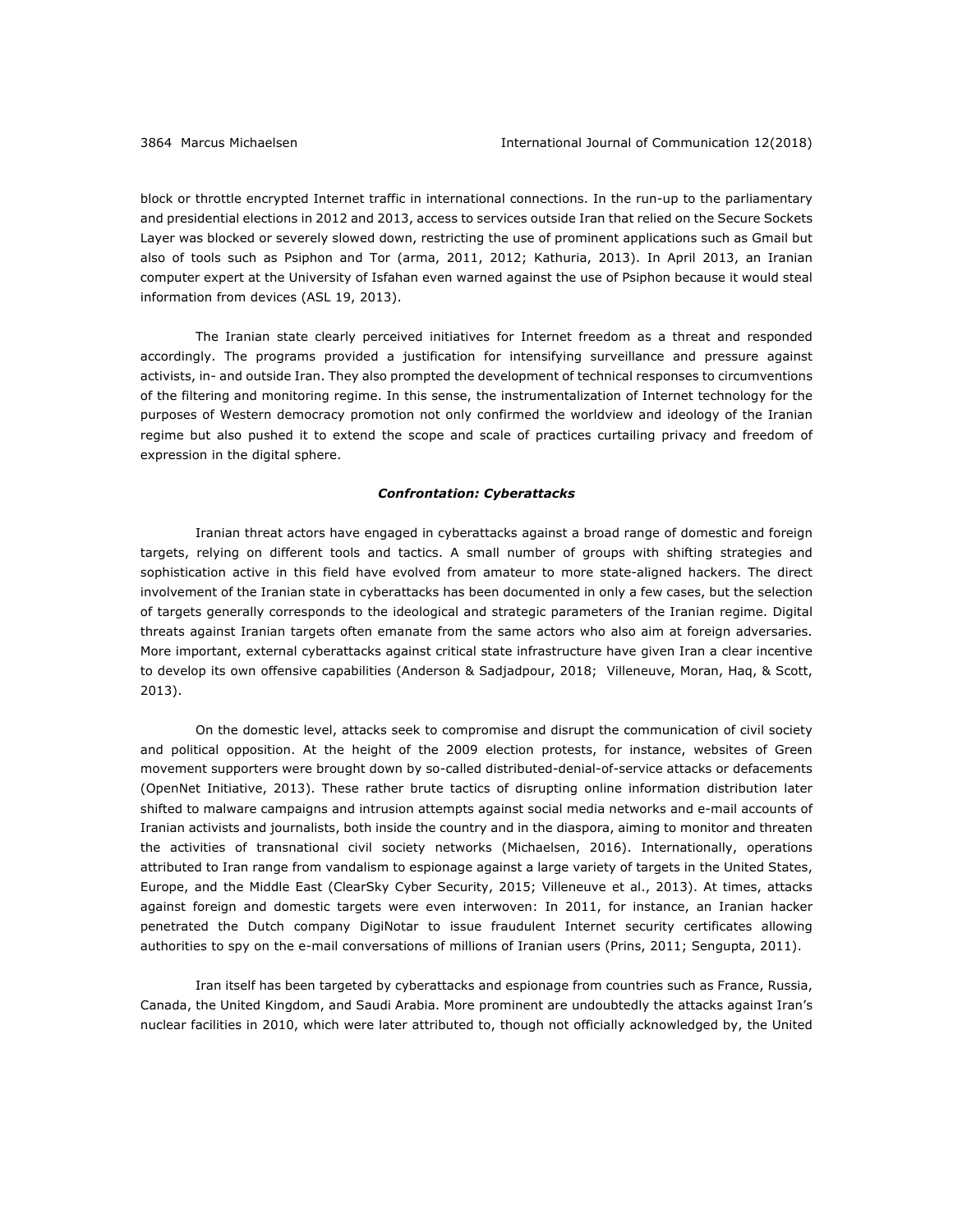block or throttle encrypted Internet traffic in international connections. In the run-up to the parliamentary and presidential elections in 2012 and 2013, access to services outside Iran that relied on the Secure Sockets Layer was blocked or severely slowed down, restricting the use of prominent applications such as Gmail but also of tools such as Psiphon and Tor (arma, 2011, 2012; Kathuria, 2013). In April 2013, an Iranian computer expert at the University of Isfahan even warned against the use of Psiphon because it would steal information from devices (ASL 19, 2013).

The Iranian state clearly perceived initiatives for Internet freedom as a threat and responded accordingly. The programs provided a justification for intensifying surveillance and pressure against activists, in- and outside Iran. They also prompted the development of technical responses to circumventions of the filtering and monitoring regime. In this sense, the instrumentalization of Internet technology for the purposes of Western democracy promotion not only confirmed the worldview and ideology of the Iranian regime but also pushed it to extend the scope and scale of practices curtailing privacy and freedom of expression in the digital sphere.

### ***Confrontation: Cyberattacks***

Iranian threat actors have engaged in cyberattacks against a broad range of domestic and foreign targets, relying on different tools and tactics. A small number of groups with shifting strategies and sophistication active in this field have evolved from amateur to more state-aligned hackers. The direct involvement of the Iranian state in cyberattacks has been documented in only a few cases, but the selection of targets generally corresponds to the ideological and strategic parameters of the Iranian regime. Digital threats against Iranian targets often emanate from the same actors who also aim at foreign adversaries. More important, external cyberattacks against critical state infrastructure have given Iran a clear incentive to develop its own offensive capabilities (Anderson & Sadjadpour, 2018; Villeneuve, Moran, Haq, & Scott, 2013).

On the domestic level, attacks seek to compromise and disrupt the communication of civil society and political opposition. At the height of the 2009 election protests, for instance, websites of Green movement supporters were brought down by so-called distributed-denial-of-service attacks or defacements (OpenNet Initiative, 2013). These rather brute tactics of disrupting online information distribution later shifted to malware campaigns and intrusion attempts against social media networks and e-mail accounts of Iranian activists and journalists, both inside the country and in the diaspora, aiming to monitor and threaten the activities of transnational civil society networks (Michaelsen, 2016). Internationally, operations attributed to Iran range from vandalism to espionage against a large variety of targets in the United States, Europe, and the Middle East (ClearSky Cyber Security, 2015; Villeneuve et al., 2013). At times, attacks against foreign and domestic targets were even interwoven: In 2011, for instance, an Iranian hacker penetrated the Dutch company DigiNotar to issue fraudulent Internet security certificates allowing authorities to spy on the e-mail conversations of millions of Iranian users (Prins, 2011; Sengupta, 2011).

Iran itself has been targeted by cyberattacks and espionage from countries such as France, Russia, Canada, the United Kingdom, and Saudi Arabia. More prominent are undoubtedly the attacks against Iran's nuclear facilities in 2010, which were later attributed to, though not officially acknowledged by, the United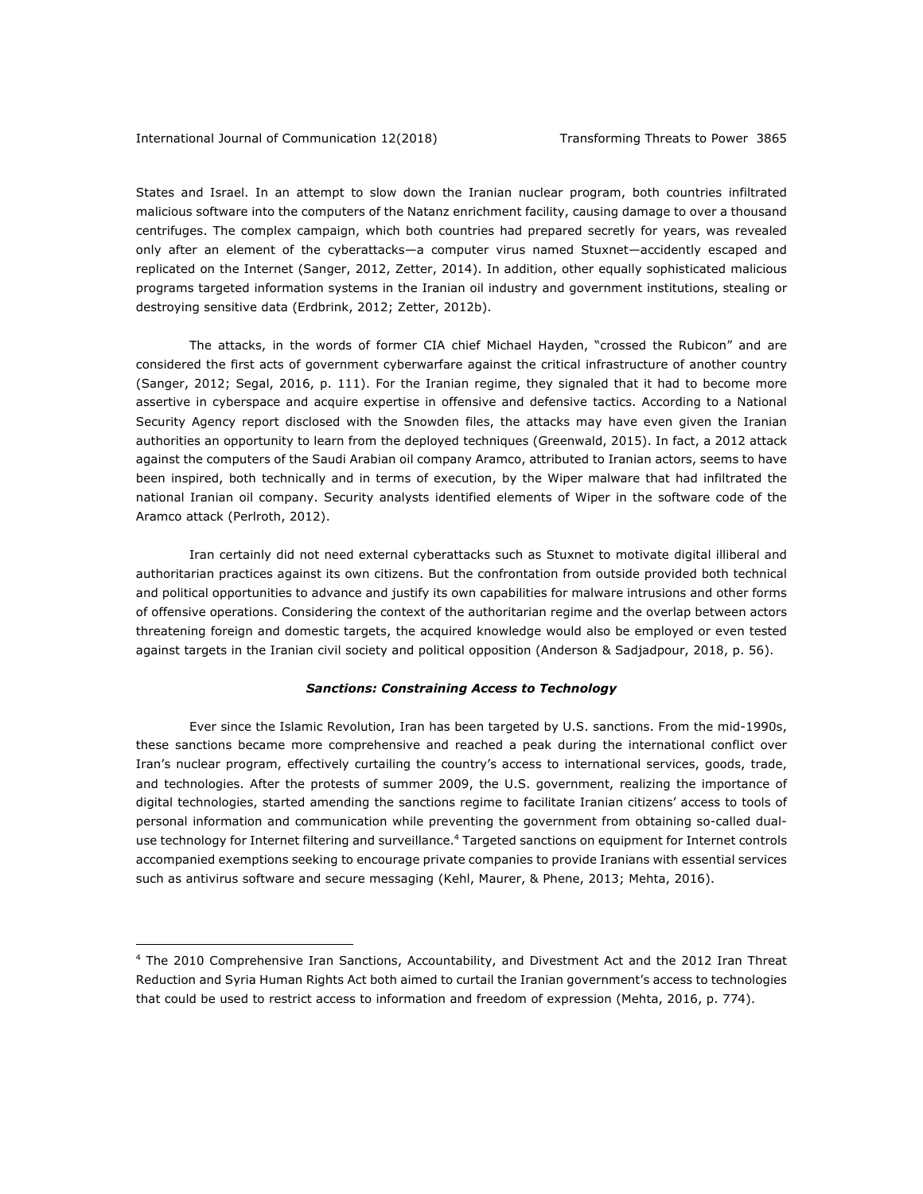States and Israel. In an attempt to slow down the Iranian nuclear program, both countries infiltrated malicious software into the computers of the Natanz enrichment facility, causing damage to over a thousand centrifuges. The complex campaign, which both countries had prepared secretly for years, was revealed only after an element of the cyberattacks—a computer virus named Stuxnet—accidently escaped and replicated on the Internet (Sanger, 2012, Zetter, 2014). In addition, other equally sophisticated malicious programs targeted information systems in the Iranian oil industry and government institutions, stealing or destroying sensitive data (Erdbrink, 2012; Zetter, 2012b).

The attacks, in the words of former CIA chief Michael Hayden, "crossed the Rubicon" and are considered the first acts of government cyberwarfare against the critical infrastructure of another country (Sanger, 2012; Segal, 2016, p. 111). For the Iranian regime, they signaled that it had to become more assertive in cyberspace and acquire expertise in offensive and defensive tactics. According to a National Security Agency report disclosed with the Snowden files, the attacks may have even given the Iranian authorities an opportunity to learn from the deployed techniques (Greenwald, 2015). In fact, a 2012 attack against the computers of the Saudi Arabian oil company Aramco, attributed to Iranian actors, seems to have been inspired, both technically and in terms of execution, by the Wiper malware that had infiltrated the national Iranian oil company. Security analysts identified elements of Wiper in the software code of the Aramco attack (Perlroth, 2012).

Iran certainly did not need external cyberattacks such as Stuxnet to motivate digital illiberal and authoritarian practices against its own citizens. But the confrontation from outside provided both technical and political opportunities to advance and justify its own capabilities for malware intrusions and other forms of offensive operations. Considering the context of the authoritarian regime and the overlap between actors threatening foreign and domestic targets, the acquired knowledge would also be employed or even tested against targets in the Iranian civil society and political opposition (Anderson & Sadjadpour, 2018, p. 56).

### *Sanctions: Constraining Access to Technology*

Ever since the Islamic Revolution, Iran has been targeted by U.S. sanctions. From the mid-1990s, these sanctions became more comprehensive and reached a peak during the international conflict over Iran's nuclear program, effectively curtailing the country's access to international services, goods, trade, and technologies. After the protests of summer 2009, the U.S. government, realizing the importance of digital technologies, started amending the sanctions regime to facilitate Iranian citizens' access to tools of personal information and communication while preventing the government from obtaining so-called dual-use technology for Internet filtering and surveillance.[4] Targeted sanctions on equipment for Internet controls accompanied exemptions seeking to encourage private companies to provide Iranians with essential services such as antivirus software and secure messaging (Kehl, Maurer, & Phene, 2013; Mehta, 2016).

---

[4] The 2010 Comprehensive Iran Sanctions, Accountability, and Divestment Act and the 2012 Iran Threat Reduction and Syria Human Rights Act both aimed to curtail the Iranian government's access to technologies that could be used to restrict access to information and freedom of expression (Mehta, 2016, p. 774).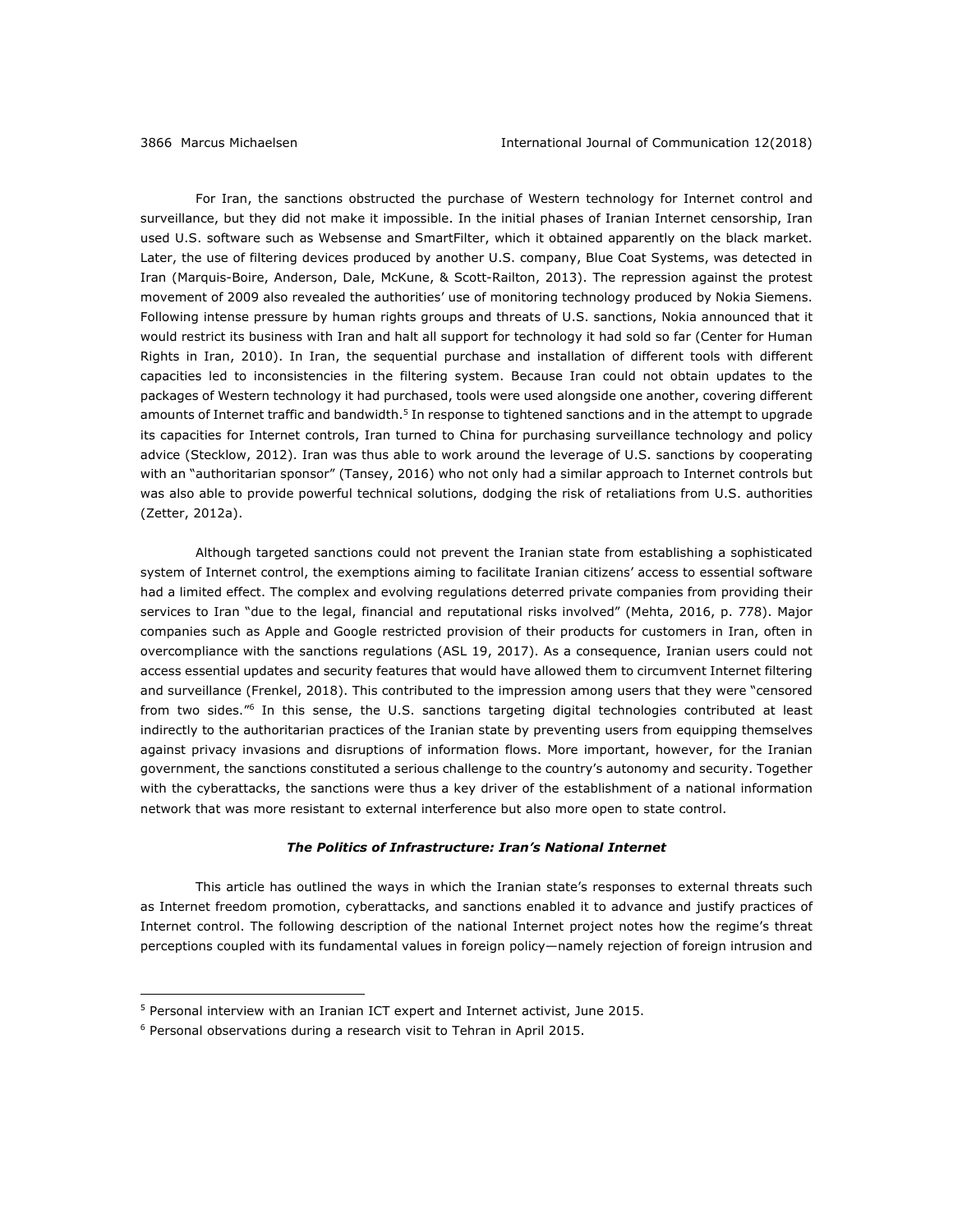For Iran, the sanctions obstructed the purchase of Western technology for Internet control and surveillance, but they did not make it impossible. In the initial phases of Iranian Internet censorship, Iran used U.S. software such as Websense and SmartFilter, which it obtained apparently on the black market. Later, the use of filtering devices produced by another U.S. company, Blue Coat Systems, was detected in Iran (Marquis-Boire, Anderson, Dale, McKune, & Scott-Railton, 2013). The repression against the protest movement of 2009 also revealed the authorities' use of monitoring technology produced by Nokia Siemens. Following intense pressure by human rights groups and threats of U.S. sanctions, Nokia announced that it would restrict its business with Iran and halt all support for technology it had sold so far (Center for Human Rights in Iran, 2010). In Iran, the sequential purchase and installation of different tools with different capacities led to inconsistencies in the filtering system. Because Iran could not obtain updates to the packages of Western technology it had purchased, tools were used alongside one another, covering different amounts of Internet traffic and bandwidth.[5] In response to tightened sanctions and in the attempt to upgrade its capacities for Internet controls, Iran turned to China for purchasing surveillance technology and policy advice (Stecklow, 2012). Iran was thus able to work around the leverage of U.S. sanctions by cooperating with an "authoritarian sponsor" (Tansey, 2016) who not only had a similar approach to Internet controls but was also able to provide powerful technical solutions, dodging the risk of retaliations from U.S. authorities (Zetter, 2012a).

Although targeted sanctions could not prevent the Iranian state from establishing a sophisticated system of Internet control, the exemptions aiming to facilitate Iranian citizens' access to essential software had a limited effect. The complex and evolving regulations deterred private companies from providing their services to Iran "due to the legal, financial and reputational risks involved" (Mehta, 2016, p. 778). Major companies such as Apple and Google restricted provision of their products for customers in Iran, often in overcompliance with the sanctions regulations (ASL 19, 2017). As a consequence, Iranian users could not access essential updates and security features that would have allowed them to circumvent Internet filtering and surveillance (Frenkel, 2018). This contributed to the impression among users that they were "censored from two sides."[6] In this sense, the U.S. sanctions targeting digital technologies contributed at least indirectly to the authoritarian practices of the Iranian state by preventing users from equipping themselves against privacy invasions and disruptions of information flows. More important, however, for the Iranian government, the sanctions constituted a serious challenge to the country's autonomy and security. Together with the cyberattacks, the sanctions were thus a key driver of the establishment of a national information network that was more resistant to external interference but also more open to state control.

### ***The Politics of Infrastructure: Iran's National Internet***

This article has outlined the ways in which the Iranian state's responses to external threats such as Internet freedom promotion, cyberattacks, and sanctions enabled it to advance and justify practices of Internet control. The following description of the national Internet project notes how the regime's threat perceptions coupled with its fundamental values in foreign policy—namely rejection of foreign intrusion and

---

[5] Personal interview with an Iranian ICT expert and Internet activist, June 2015.

[6] Personal observations during a research visit to Tehran in April 2015.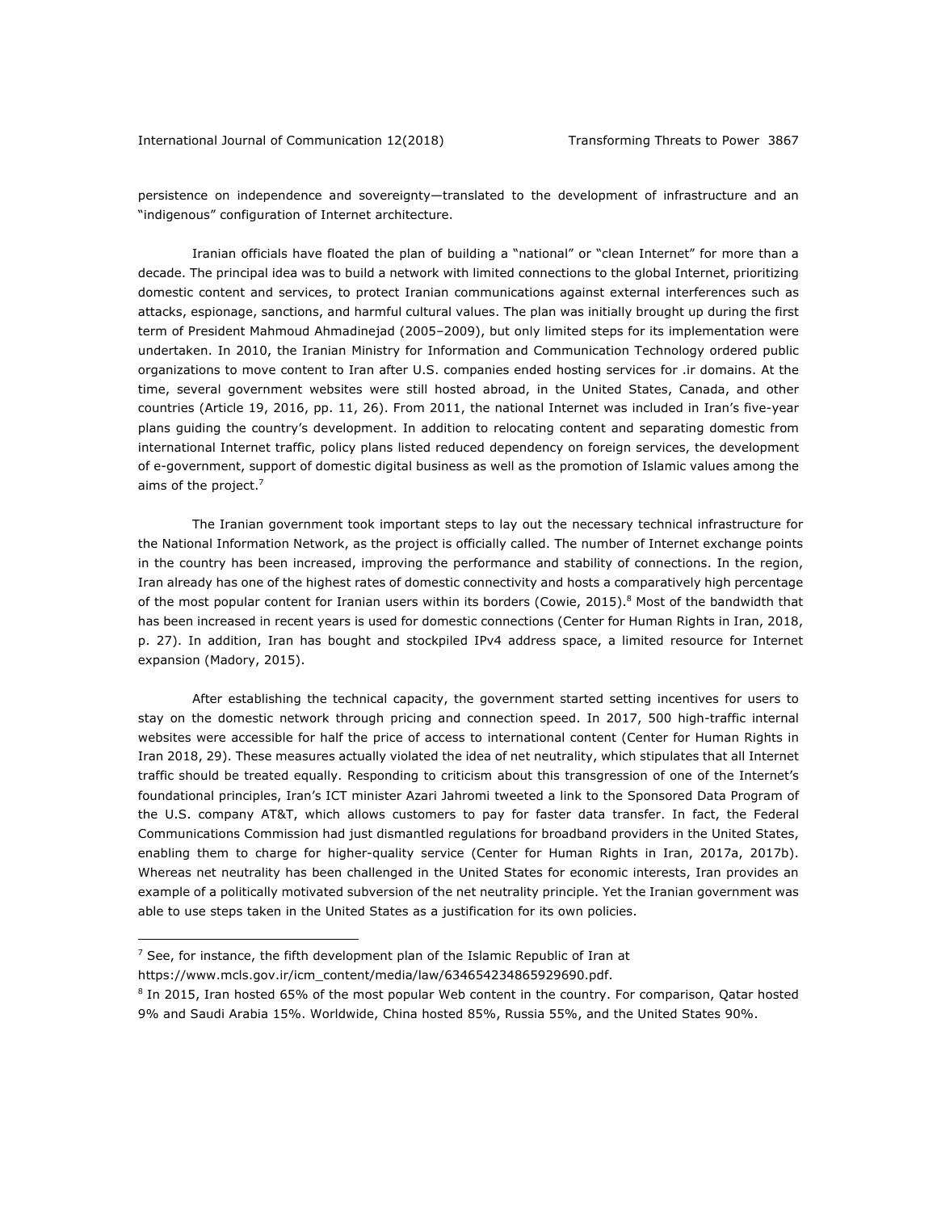persistence on independence and sovereignty—translated to the development of infrastructure and an "indigenous" configuration of Internet architecture.

Iranian officials have floated the plan of building a "national" or "clean Internet" for more than a decade. The principal idea was to build a network with limited connections to the global Internet, prioritizing domestic content and services, to protect Iranian communications against external interferences such as attacks, espionage, sanctions, and harmful cultural values. The plan was initially brought up during the first term of President Mahmoud Ahmadinejad (2005–2009), but only limited steps for its implementation were undertaken. In 2010, the Iranian Ministry for Information and Communication Technology ordered public organizations to move content to Iran after U.S. companies ended hosting services for .ir domains. At the time, several government websites were still hosted abroad, in the United States, Canada, and other countries (Article 19, 2016, pp. 11, 26). From 2011, the national Internet was included in Iran's five-year plans guiding the country's development. In addition to relocating content and separating domestic from international Internet traffic, policy plans listed reduced dependency on foreign services, the development of e-government, support of domestic digital business as well as the promotion of Islamic values among the aims of the project.[7]

The Iranian government took important steps to lay out the necessary technical infrastructure for the National Information Network, as the project is officially called. The number of Internet exchange points in the country has been increased, improving the performance and stability of connections. In the region, Iran already has one of the highest rates of domestic connectivity and hosts a comparatively high percentage of the most popular content for Iranian users within its borders (Cowie, 2015).[8] Most of the bandwidth that has been increased in recent years is used for domestic connections (Center for Human Rights in Iran, 2018, p. 27). In addition, Iran has bought and stockpiled IPv4 address space, a limited resource for Internet expansion (Madory, 2015).

After establishing the technical capacity, the government started setting incentives for users to stay on the domestic network through pricing and connection speed. In 2017, 500 high-traffic internal websites were accessible for half the price of access to international content (Center for Human Rights in Iran 2018, 29). These measures actually violated the idea of net neutrality, which stipulates that all Internet traffic should be treated equally. Responding to criticism about this transgression of one of the Internet's foundational principles, Iran's ICT minister Azari Jahromi tweeted a link to the Sponsored Data Program of the U.S. company AT&T, which allows customers to pay for faster data transfer. In fact, the Federal Communications Commission had just dismantled regulations for broadband providers in the United States, enabling them to charge for higher-quality service (Center for Human Rights in Iran, 2017a, 2017b). Whereas net neutrality has been challenged in the United States for economic interests, Iran provides an example of a politically motivated subversion of the net neutrality principle. Yet the Iranian government was able to use steps taken in the United States as a justification for its own policies.

---

[7] See, for instance, the fifth development plan of the Islamic Republic of Iran at https://www.mcls.gov.ir/icm_content/media/law/634654234865929690.pdf.

[8] In 2015, Iran hosted 65% of the most popular Web content in the country. For comparison, Qatar hosted 9% and Saudi Arabia 15%. Worldwide, China hosted 85%, Russia 55%, and the United States 90%.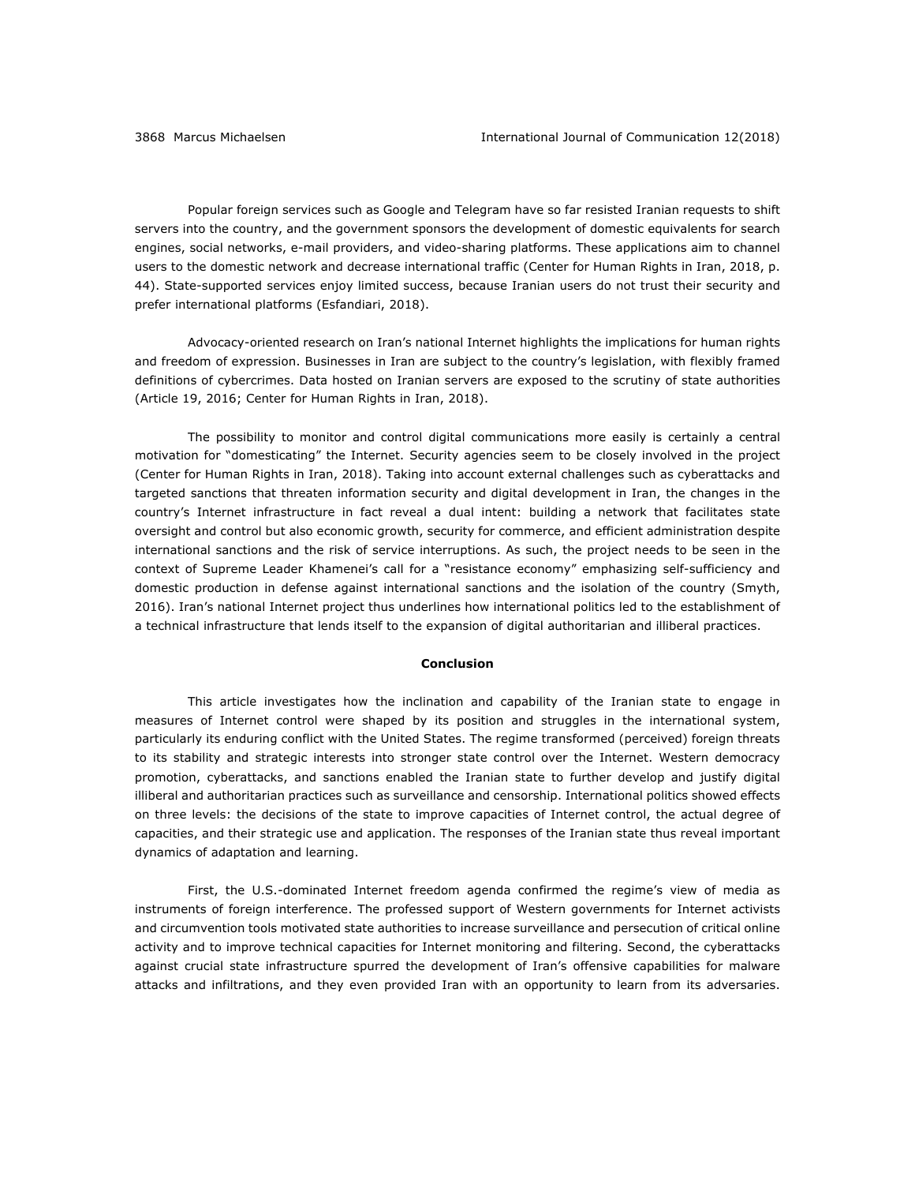Popular foreign services such as Google and Telegram have so far resisted Iranian requests to shift servers into the country, and the government sponsors the development of domestic equivalents for search engines, social networks, e-mail providers, and video-sharing platforms. These applications aim to channel users to the domestic network and decrease international traffic (Center for Human Rights in Iran, 2018, p. 44). State-supported services enjoy limited success, because Iranian users do not trust their security and prefer international platforms (Esfandiari, 2018).

Advocacy-oriented research on Iran's national Internet highlights the implications for human rights and freedom of expression. Businesses in Iran are subject to the country's legislation, with flexibly framed definitions of cybercrimes. Data hosted on Iranian servers are exposed to the scrutiny of state authorities (Article 19, 2016; Center for Human Rights in Iran, 2018).

The possibility to monitor and control digital communications more easily is certainly a central motivation for "domesticating" the Internet. Security agencies seem to be closely involved in the project (Center for Human Rights in Iran, 2018). Taking into account external challenges such as cyberattacks and targeted sanctions that threaten information security and digital development in Iran, the changes in the country's Internet infrastructure in fact reveal a dual intent: building a network that facilitates state oversight and control but also economic growth, security for commerce, and efficient administration despite international sanctions and the risk of service interruptions. As such, the project needs to be seen in the context of Supreme Leader Khamenei's call for a "resistance economy" emphasizing self-sufficiency and domestic production in defense against international sanctions and the isolation of the country (Smyth, 2016). Iran's national Internet project thus underlines how international politics led to the establishment of a technical infrastructure that lends itself to the expansion of digital authoritarian and illiberal practices.

## Conclusion

This article investigates how the inclination and capability of the Iranian state to engage in measures of Internet control were shaped by its position and struggles in the international system, particularly its enduring conflict with the United States. The regime transformed (perceived) foreign threats to its stability and strategic interests into stronger state control over the Internet. Western democracy promotion, cyberattacks, and sanctions enabled the Iranian state to further develop and justify digital illiberal and authoritarian practices such as surveillance and censorship. International politics showed effects on three levels: the decisions of the state to improve capacities of Internet control, the actual degree of capacities, and their strategic use and application. The responses of the Iranian state thus reveal important dynamics of adaptation and learning.

First, the U.S.-dominated Internet freedom agenda confirmed the regime's view of media as instruments of foreign interference. The professed support of Western governments for Internet activists and circumvention tools motivated state authorities to increase surveillance and persecution of critical online activity and to improve technical capacities for Internet monitoring and filtering. Second, the cyberattacks against crucial state infrastructure spurred the development of Iran's offensive capabilities for malware attacks and infiltrations, and they even provided Iran with an opportunity to learn from its adversaries.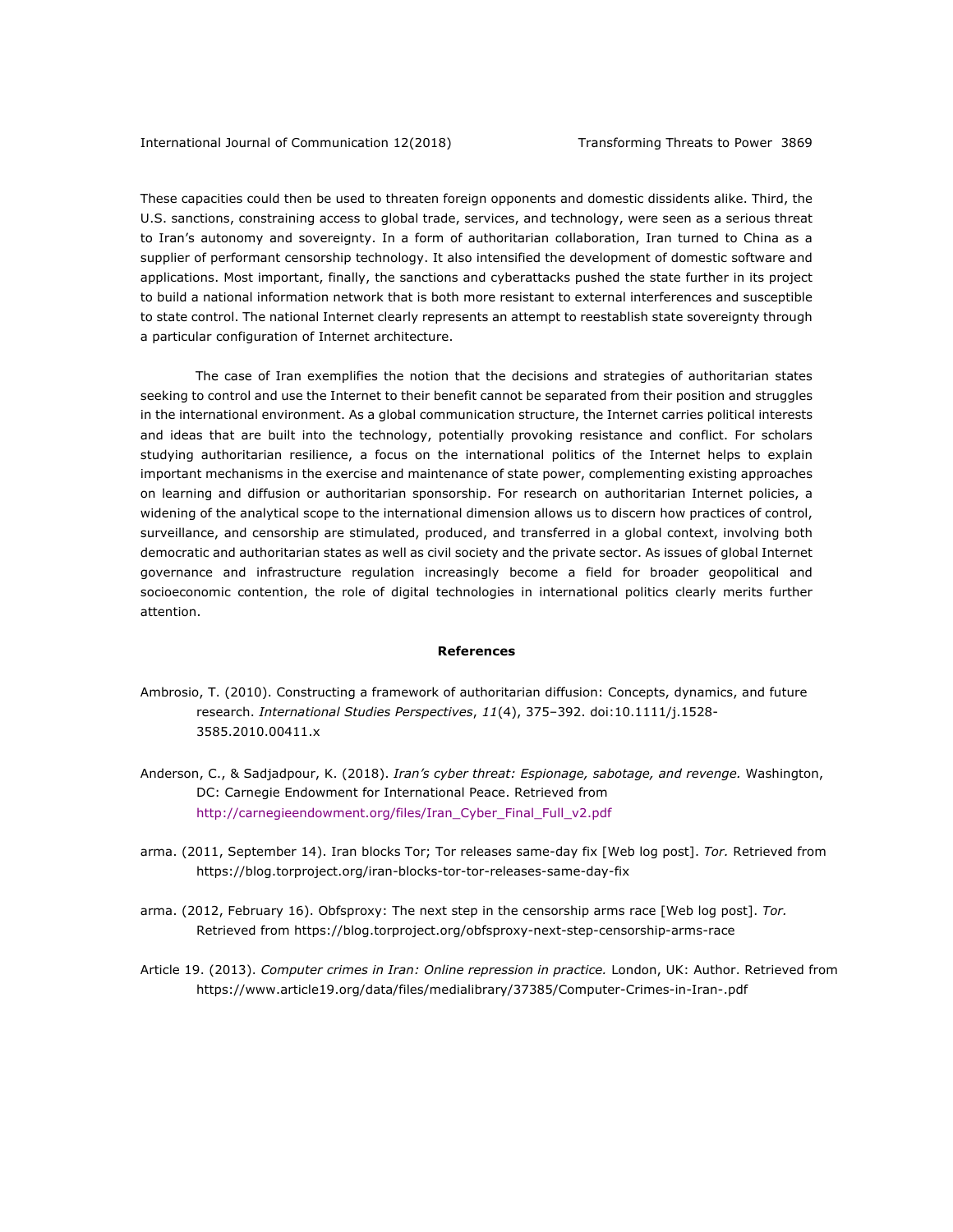These capacities could then be used to threaten foreign opponents and domestic dissidents alike. Third, the U.S. sanctions, constraining access to global trade, services, and technology, were seen as a serious threat to Iran's autonomy and sovereignty. In a form of authoritarian collaboration, Iran turned to China as a supplier of performant censorship technology. It also intensified the development of domestic software and applications. Most important, finally, the sanctions and cyberattacks pushed the state further in its project to build a national information network that is both more resistant to external interferences and susceptible to state control. The national Internet clearly represents an attempt to reestablish state sovereignty through a particular configuration of Internet architecture.

The case of Iran exemplifies the notion that the decisions and strategies of authoritarian states seeking to control and use the Internet to their benefit cannot be separated from their position and struggles in the international environment. As a global communication structure, the Internet carries political interests and ideas that are built into the technology, potentially provoking resistance and conflict. For scholars studying authoritarian resilience, a focus on the international politics of the Internet helps to explain important mechanisms in the exercise and maintenance of state power, complementing existing approaches on learning and diffusion or authoritarian sponsorship. For research on authoritarian Internet policies, a widening of the analytical scope to the international dimension allows us to discern how practices of control, surveillance, and censorship are stimulated, produced, and transferred in a global context, involving both democratic and authoritarian states as well as civil society and the private sector. As issues of global Internet governance and infrastructure regulation increasingly become a field for broader geopolitical and socioeconomic contention, the role of digital technologies in international politics clearly merits further attention.

## References

Ambrosio, T. (2010). Constructing a framework of authoritarian diffusion: Concepts, dynamics, and future research. *International Studies Perspectives*, *11*(4), 375–392. doi:10.1111/j.1528-3585.2010.00411.x

Anderson, C., & Sadjadpour, K. (2018). *Iran's cyber threat: Espionage, sabotage, and revenge.* Washington, DC: Carnegie Endowment for International Peace. Retrieved from http://carnegieendowment.org/files/Iran_Cyber_Final_Full_v2.pdf

arma. (2011, September 14). Iran blocks Tor; Tor releases same-day fix [Web log post]. *Tor.* Retrieved from https://blog.torproject.org/iran-blocks-tor-tor-releases-same-day-fix

arma. (2012, February 16). Obfsproxy: The next step in the censorship arms race [Web log post]. *Tor.* Retrieved from https://blog.torproject.org/obfsproxy-next-step-censorship-arms-race

Article 19. (2013). *Computer crimes in Iran: Online repression in practice.* London, UK: Author. Retrieved from https://www.article19.org/data/files/medialibrary/37385/Computer-Crimes-in-Iran-.pdf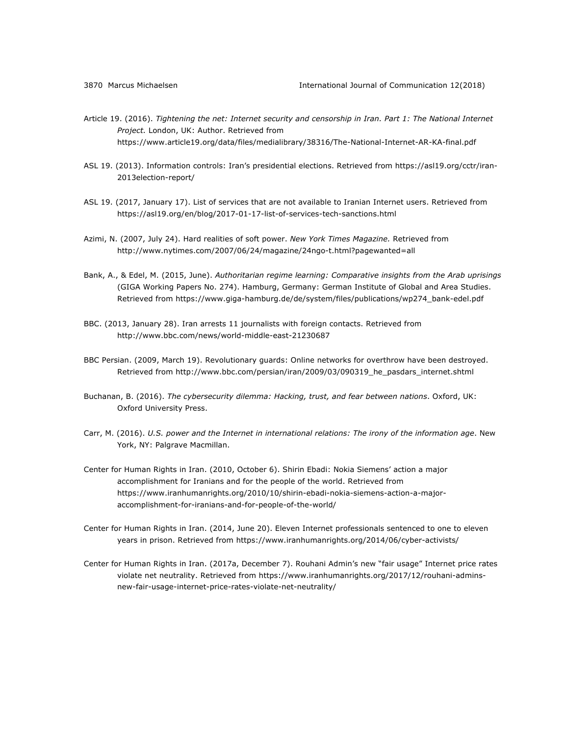Article 19. (2016). *Tightening the net: Internet security and censorship in Iran. Part 1: The National Internet Project.* London, UK: Author. Retrieved from https://www.article19.org/data/files/medialibrary/38316/The-National-Internet-AR-KA-final.pdf

ASL 19. (2013). Information controls: Iran's presidential elections. Retrieved from https://asl19.org/cctr/iran-2013election-report/

ASL 19. (2017, January 17). List of services that are not available to Iranian Internet users. Retrieved from https://asl19.org/en/blog/2017-01-17-list-of-services-tech-sanctions.html

Azimi, N. (2007, July 24). Hard realities of soft power. *New York Times Magazine.* Retrieved from http://www.nytimes.com/2007/06/24/magazine/24ngo-t.html?pagewanted=all

Bank, A., & Edel, M. (2015, June). *Authoritarian regime learning: Comparative insights from the Arab uprisings* (GIGA Working Papers No. 274). Hamburg, Germany: German Institute of Global and Area Studies. Retrieved from https://www.giga-hamburg.de/de/system/files/publications/wp274_bank-edel.pdf

BBC. (2013, January 28). Iran arrests 11 journalists with foreign contacts. Retrieved from http://www.bbc.com/news/world-middle-east-21230687

BBC Persian. (2009, March 19). Revolutionary guards: Online networks for overthrow have been destroyed. Retrieved from http://www.bbc.com/persian/iran/2009/03/090319_he_pasdars_internet.shtml

Buchanan, B. (2016). *The cybersecurity dilemma: Hacking, trust, and fear between nations*. Oxford, UK: Oxford University Press.

Carr, M. (2016). *U.S. power and the Internet in international relations: The irony of the information age*. New York, NY: Palgrave Macmillan.

Center for Human Rights in Iran. (2010, October 6). Shirin Ebadi: Nokia Siemens' action a major accomplishment for Iranians and for the people of the world. Retrieved from https://www.iranhumanrights.org/2010/10/shirin-ebadi-nokia-siemens-action-a-major-accomplishment-for-iranians-and-for-people-of-the-world/

Center for Human Rights in Iran. (2014, June 20). Eleven Internet professionals sentenced to one to eleven years in prison. Retrieved from https://www.iranhumanrights.org/2014/06/cyber-activists/

Center for Human Rights in Iran. (2017a, December 7). Rouhani Admin's new "fair usage" Internet price rates violate net neutrality. Retrieved from https://www.iranhumanrights.org/2017/12/rouhani-admins-new-fair-usage-internet-price-rates-violate-net-neutrality/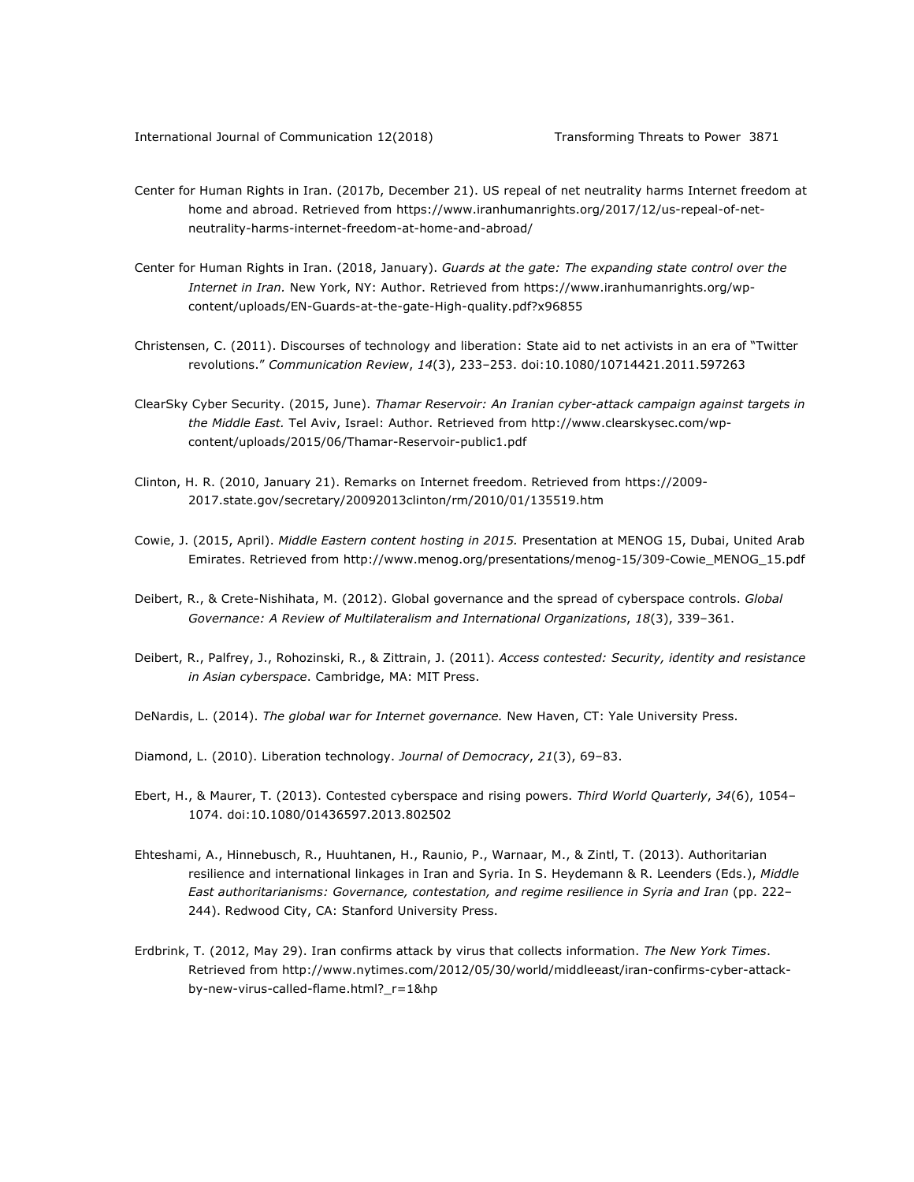Center for Human Rights in Iran. (2017b, December 21). US repeal of net neutrality harms Internet freedom at home and abroad. Retrieved from https://www.iranhumanrights.org/2017/12/us-repeal-of-net-neutrality-harms-internet-freedom-at-home-and-abroad/

Center for Human Rights in Iran. (2018, January). *Guards at the gate: The expanding state control over the Internet in Iran.* New York, NY: Author. Retrieved from https://www.iranhumanrights.org/wp-content/uploads/EN-Guards-at-the-gate-High-quality.pdf?x96855

Christensen, C. (2011). Discourses of technology and liberation: State aid to net activists in an era of "Twitter revolutions." *Communication Review*, *14*(3), 233–253. doi:10.1080/10714421.2011.597263

ClearSky Cyber Security. (2015, June). *Thamar Reservoir: An Iranian cyber-attack campaign against targets in the Middle East.* Tel Aviv, Israel: Author. Retrieved from http://www.clearskysec.com/wp-content/uploads/2015/06/Thamar-Reservoir-public1.pdf

Clinton, H. R. (2010, January 21). Remarks on Internet freedom. Retrieved from https://2009-2017.state.gov/secretary/20092013clinton/rm/2010/01/135519.htm

Cowie, J. (2015, April). *Middle Eastern content hosting in 2015.* Presentation at MENOG 15, Dubai, United Arab Emirates. Retrieved from http://www.menog.org/presentations/menog-15/309-Cowie_MENOG_15.pdf

Deibert, R., & Crete-Nishihata, M. (2012). Global governance and the spread of cyberspace controls. *Global Governance: A Review of Multilateralism and International Organizations*, *18*(3), 339–361.

Deibert, R., Palfrey, J., Rohozinski, R., & Zittrain, J. (2011). *Access contested: Security, identity and resistance in Asian cyberspace*. Cambridge, MA: MIT Press.

DeNardis, L. (2014). *The global war for Internet governance.* New Haven, CT: Yale University Press.

Diamond, L. (2010). Liberation technology. *Journal of Democracy*, *21*(3), 69–83.

Ebert, H., & Maurer, T. (2013). Contested cyberspace and rising powers. *Third World Quarterly*, *34*(6), 1054–1074. doi:10.1080/01436597.2013.802502

Ehteshami, A., Hinnebusch, R., Huuhtanen, H., Raunio, P., Warnaar, M., & Zintl, T. (2013). Authoritarian resilience and international linkages in Iran and Syria. In S. Heydemann & R. Leenders (Eds.), *Middle East authoritarianisms: Governance, contestation, and regime resilience in Syria and Iran* (pp. 222–244). Redwood City, CA: Stanford University Press.

Erdbrink, T. (2012, May 29). Iran confirms attack by virus that collects information. *The New York Times*. Retrieved from http://www.nytimes.com/2012/05/30/world/middleeast/iran-confirms-cyber-attack-by-new-virus-called-flame.html?_r=1&hp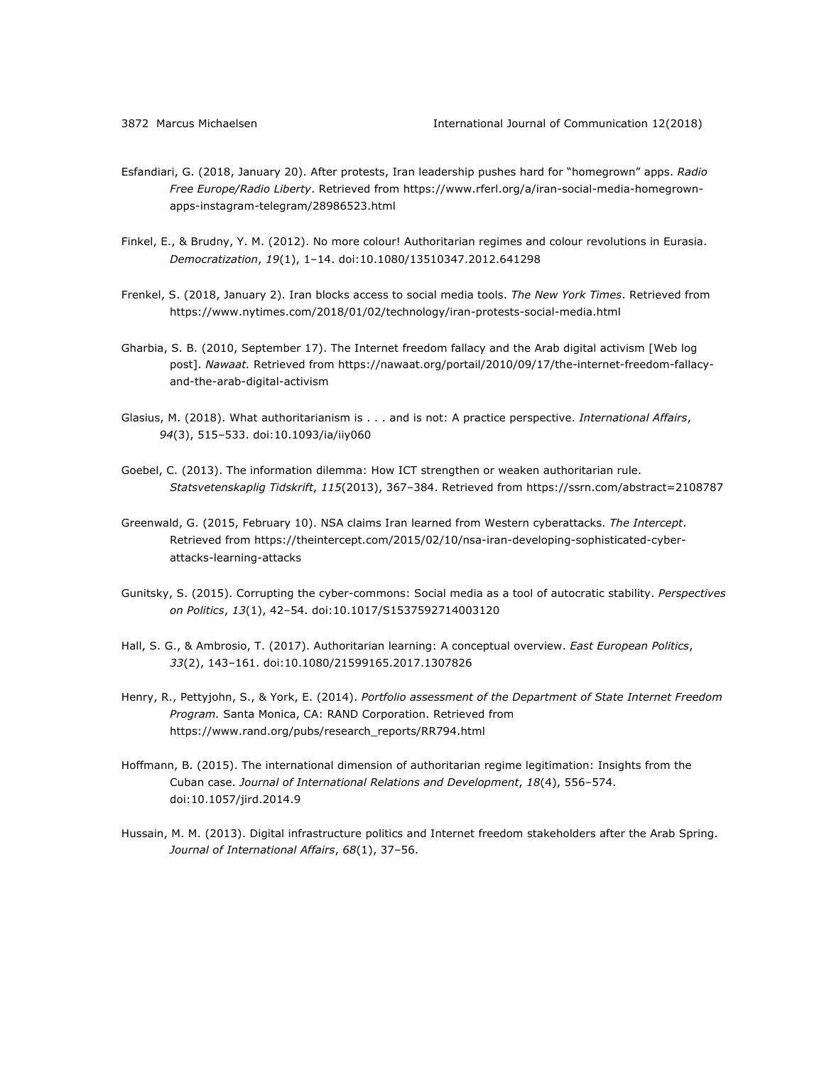Esfandiari, G. (2018, January 20). After protests, Iran leadership pushes hard for "homegrown" apps. *Radio Free Europe/Radio Liberty*. Retrieved from https://www.rferl.org/a/iran-social-media-homegrown-apps-instagram-telegram/28986523.html

Finkel, E., & Brudny, Y. M. (2012). No more colour! Authoritarian regimes and colour revolutions in Eurasia. *Democratization*, *19*(1), 1–14. doi:10.1080/13510347.2012.641298

Frenkel, S. (2018, January 2). Iran blocks access to social media tools. *The New York Times*. Retrieved from https://www.nytimes.com/2018/01/02/technology/iran-protests-social-media.html

Gharbia, S. B. (2010, September 17). The Internet freedom fallacy and the Arab digital activism [Web log post]. *Nawaat.* Retrieved from https://nawaat.org/portail/2010/09/17/the-internet-freedom-fallacy-and-the-arab-digital-activism

Glasius, M. (2018). What authoritarianism is . . . and is not: A practice perspective. *International Affairs*, *94*(3), 515–533. doi:10.1093/ia/iiy060

Goebel, C. (2013). The information dilemma: How ICT strengthen or weaken authoritarian rule. *Statsvetenskaplig Tidskrift*, *115*(2013), 367–384. Retrieved from https://ssrn.com/abstract=2108787

Greenwald, G. (2015, February 10). NSA claims Iran learned from Western cyberattacks. *The Intercept*. Retrieved from https://theintercept.com/2015/02/10/nsa-iran-developing-sophisticated-cyber-attacks-learning-attacks

Gunitsky, S. (2015). Corrupting the cyber-commons: Social media as a tool of autocratic stability. *Perspectives on Politics*, *13*(1), 42–54. doi:10.1017/S1537592714003120

Hall, S. G., & Ambrosio, T. (2017). Authoritarian learning: A conceptual overview. *East European Politics*, *33*(2), 143–161. doi:10.1080/21599165.2017.1307826

Henry, R., Pettyjohn, S., & York, E. (2014). *Portfolio assessment of the Department of State Internet Freedom Program.* Santa Monica, CA: RAND Corporation. Retrieved from https://www.rand.org/pubs/research_reports/RR794.html

Hoffmann, B. (2015). The international dimension of authoritarian regime legitimation: Insights from the Cuban case. *Journal of International Relations and Development*, *18*(4), 556–574. doi:10.1057/jird.2014.9

Hussain, M. M. (2013). Digital infrastructure politics and Internet freedom stakeholders after the Arab Spring. *Journal of International Affairs*, *68*(1), 37–56.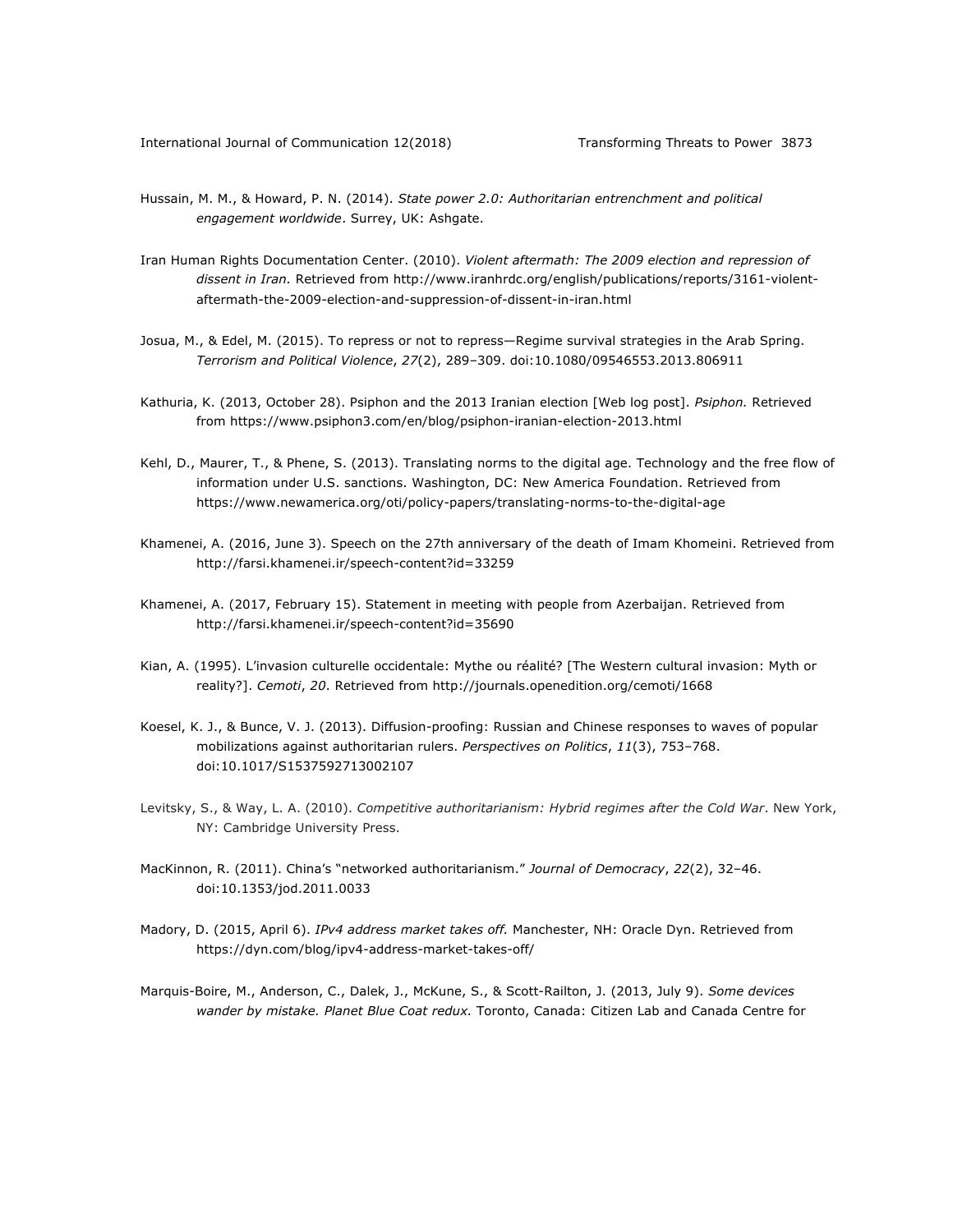Hussain, M. M., & Howard, P. N. (2014). *State power 2.0: Authoritarian entrenchment and political engagement worldwide*. Surrey, UK: Ashgate.

Iran Human Rights Documentation Center. (2010). *Violent aftermath: The 2009 election and repression of dissent in Iran.* Retrieved from http://www.iranhrdc.org/english/publications/reports/3161-violent-aftermath-the-2009-election-and-suppression-of-dissent-in-iran.html

Josua, M., & Edel, M. (2015). To repress or not to repress—Regime survival strategies in the Arab Spring. *Terrorism and Political Violence*, *27*(2), 289–309. doi:10.1080/09546553.2013.806911

Kathuria, K. (2013, October 28). Psiphon and the 2013 Iranian election [Web log post]. *Psiphon.* Retrieved from https://www.psiphon3.com/en/blog/psiphon-iranian-election-2013.html

Kehl, D., Maurer, T., & Phene, S. (2013). Translating norms to the digital age. Technology and the free flow of information under U.S. sanctions. Washington, DC: New America Foundation. Retrieved from https://www.newamerica.org/oti/policy-papers/translating-norms-to-the-digital-age

Khamenei, A. (2016, June 3). Speech on the 27th anniversary of the death of Imam Khomeini. Retrieved from http://farsi.khamenei.ir/speech-content?id=33259

Khamenei, A. (2017, February 15). Statement in meeting with people from Azerbaijan. Retrieved from http://farsi.khamenei.ir/speech-content?id=35690

Kian, A. (1995). L'invasion culturelle occidentale: Mythe ou réalité? [The Western cultural invasion: Myth or reality?]. *Cemoti*, *20*. Retrieved from http://journals.openedition.org/cemoti/1668

Koesel, K. J., & Bunce, V. J. (2013). Diffusion-proofing: Russian and Chinese responses to waves of popular mobilizations against authoritarian rulers. *Perspectives on Politics*, *11*(3), 753–768. doi:10.1017/S1537592713002107

Levitsky, S., & Way, L. A. (2010). *Competitive authoritarianism: Hybrid regimes after the Cold War*. New York, NY: Cambridge University Press.

MacKinnon, R. (2011). China's "networked authoritarianism." *Journal of Democracy*, *22*(2), 32–46. doi:10.1353/jod.2011.0033

Madory, D. (2015, April 6). *IPv4 address market takes off.* Manchester, NH: Oracle Dyn. Retrieved from https://dyn.com/blog/ipv4-address-market-takes-off/

Marquis-Boire, M., Anderson, C., Dalek, J., McKune, S., & Scott-Railton, J. (2013, July 9). *Some devices wander by mistake. Planet Blue Coat redux.* Toronto, Canada: Citizen Lab and Canada Centre for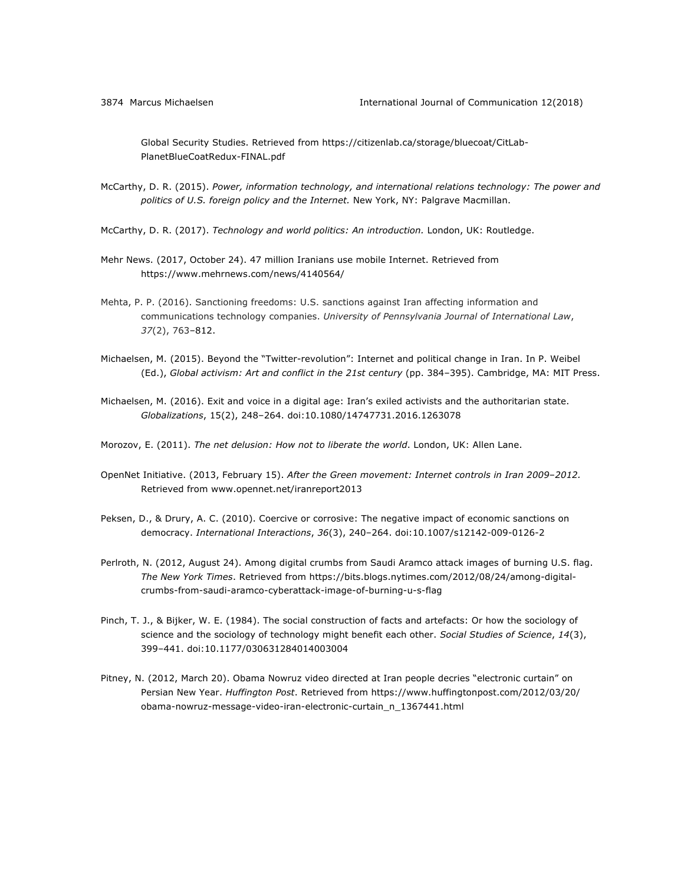Global Security Studies. Retrieved from https://citizenlab.ca/storage/bluecoat/CitLab-PlanetBlueCoatRedux-FINAL.pdf

McCarthy, D. R. (2015). *Power, information technology, and international relations technology: The power and politics of U.S. foreign policy and the Internet.* New York, NY: Palgrave Macmillan.

McCarthy, D. R. (2017). *Technology and world politics: An introduction.* London, UK: Routledge.

Mehr News. (2017, October 24). 47 million Iranians use mobile Internet. Retrieved from https://www.mehrnews.com/news/4140564/

Mehta, P. P. (2016). Sanctioning freedoms: U.S. sanctions against Iran affecting information and communications technology companies. *University of Pennsylvania Journal of International Law*, *37*(2), 763–812.

Michaelsen, M. (2015). Beyond the "Twitter-revolution": Internet and political change in Iran. In P. Weibel (Ed.), *Global activism: Art and conflict in the 21st century* (pp. 384–395). Cambridge, MA: MIT Press.

Michaelsen, M. (2016). Exit and voice in a digital age: Iran's exiled activists and the authoritarian state. *Globalizations*, 15(2), 248–264. doi:10.1080/14747731.2016.1263078

Morozov, E. (2011). *The net delusion: How not to liberate the world*. London, UK: Allen Lane.

OpenNet Initiative. (2013, February 15). *After the Green movement: Internet controls in Iran 2009–2012.* Retrieved from www.opennet.net/iranreport2013

Peksen, D., & Drury, A. C. (2010). Coercive or corrosive: The negative impact of economic sanctions on democracy. *International Interactions*, *36*(3), 240–264. doi:10.1007/s12142-009-0126-2

Perlroth, N. (2012, August 24). Among digital crumbs from Saudi Aramco attack images of burning U.S. flag. *The New York Times*. Retrieved from https://bits.blogs.nytimes.com/2012/08/24/among-digital-crumbs-from-saudi-aramco-cyberattack-image-of-burning-u-s-flag

Pinch, T. J., & Bijker, W. E. (1984). The social construction of facts and artefacts: Or how the sociology of science and the sociology of technology might benefit each other. *Social Studies of Science*, *14*(3), 399–441. doi:10.1177/030631284014003004

Pitney, N. (2012, March 20). Obama Nowruz video directed at Iran people decries "electronic curtain" on Persian New Year. *Huffington Post*. Retrieved from https://www.huffingtonpost.com/2012/03/20/obama-nowruz-message-video-iran-electronic-curtain_n_1367441.html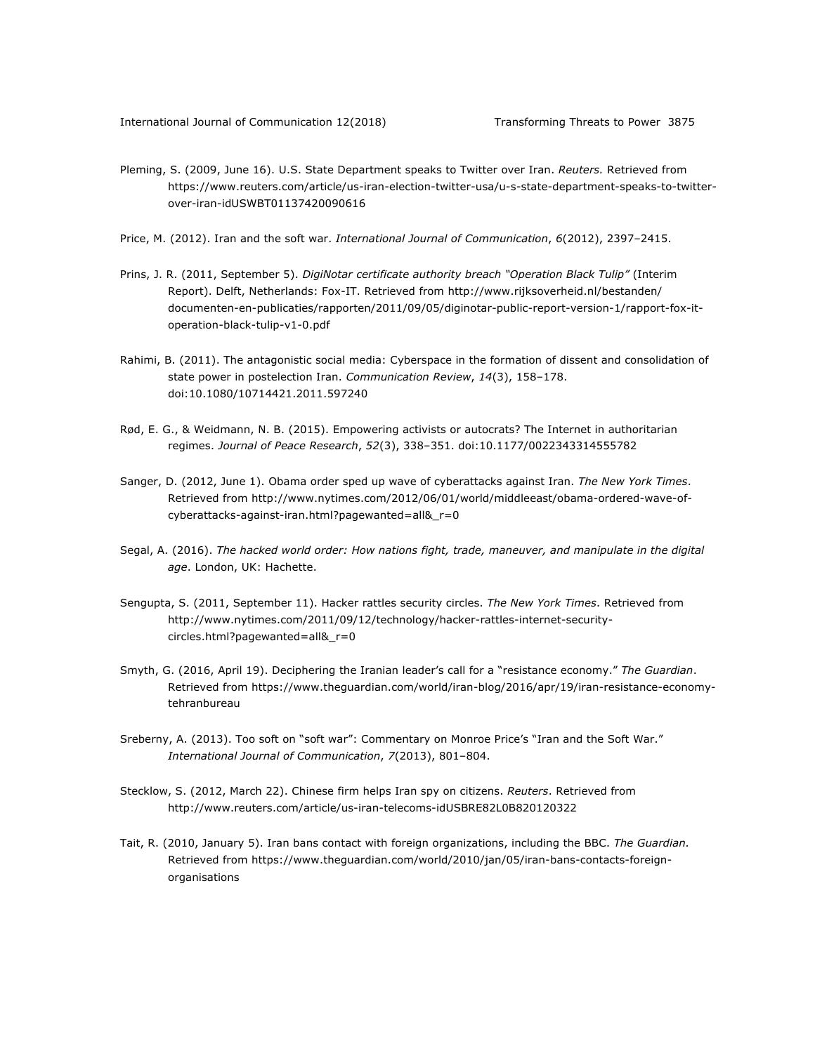Pleming, S. (2009, June 16). U.S. State Department speaks to Twitter over Iran. *Reuters.* Retrieved from https://www.reuters.com/article/us-iran-election-twitter-usa/u-s-state-department-speaks-to-twitter-over-iran-idUSWBT01137420090616

Price, M. (2012). Iran and the soft war. *International Journal of Communication*, *6*(2012), 2397–2415.

Prins, J. R. (2011, September 5). *DigiNotar certificate authority breach "Operation Black Tulip"* (Interim Report). Delft, Netherlands: Fox-IT. Retrieved from http://www.rijksoverheid.nl/bestanden/documenten-en-publicaties/rapporten/2011/09/05/diginotar-public-report-version-1/rapport-fox-it-operation-black-tulip-v1-0.pdf

Rahimi, B. (2011). The antagonistic social media: Cyberspace in the formation of dissent and consolidation of state power in postelection Iran. *Communication Review*, *14*(3), 158–178. doi:10.1080/10714421.2011.597240

Rød, E. G., & Weidmann, N. B. (2015). Empowering activists or autocrats? The Internet in authoritarian regimes. *Journal of Peace Research*, *52*(3), 338–351. doi:10.1177/0022343314555782

Sanger, D. (2012, June 1). Obama order sped up wave of cyberattacks against Iran. *The New York Times*. Retrieved from http://www.nytimes.com/2012/06/01/world/middleeast/obama-ordered-wave-of-cyberattacks-against-iran.html?pagewanted=all&_r=0

Segal, A. (2016). *The hacked world order: How nations fight, trade, maneuver, and manipulate in the digital age*. London, UK: Hachette.

Sengupta, S. (2011, September 11). Hacker rattles security circles. *The New York Times*. Retrieved from http://www.nytimes.com/2011/09/12/technology/hacker-rattles-internet-security-circles.html?pagewanted=all&_r=0

Smyth, G. (2016, April 19). Deciphering the Iranian leader's call for a "resistance economy." *The Guardian*. Retrieved from https://www.theguardian.com/world/iran-blog/2016/apr/19/iran-resistance-economy-tehranbureau

Sreberny, A. (2013). Too soft on "soft war": Commentary on Monroe Price's "Iran and the Soft War." *International Journal of Communication*, *7*(2013), 801–804.

Stecklow, S. (2012, March 22). Chinese firm helps Iran spy on citizens. *Reuters*. Retrieved from http://www.reuters.com/article/us-iran-telecoms-idUSBRE82L0B820120322

Tait, R. (2010, January 5). Iran bans contact with foreign organizations, including the BBC. *The Guardian.* Retrieved from https://www.theguardian.com/world/2010/jan/05/iran-bans-contacts-foreign-organisations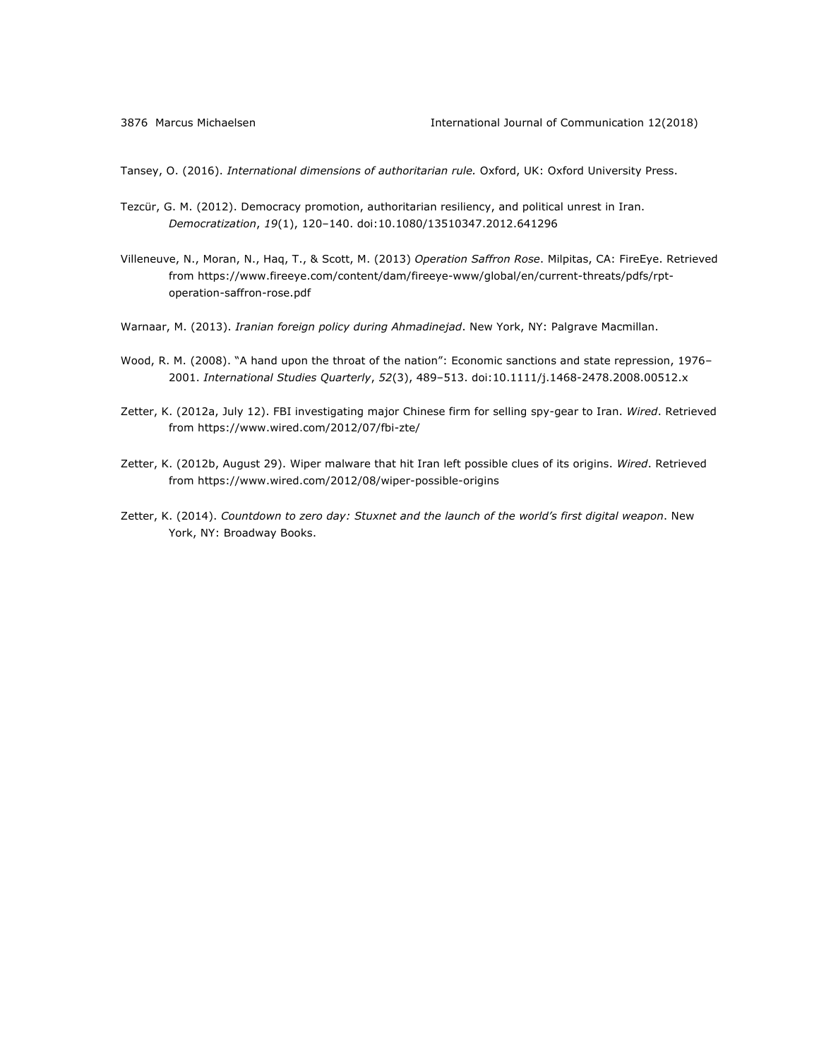Tansey, O. (2016). *International dimensions of authoritarian rule.* Oxford, UK: Oxford University Press.

Tezcür, G. M. (2012). Democracy promotion, authoritarian resiliency, and political unrest in Iran. *Democratization*, *19*(1), 120–140. doi:10.1080/13510347.2012.641296

Villeneuve, N., Moran, N., Haq, T., & Scott, M. (2013) *Operation Saffron Rose*. Milpitas, CA: FireEye. Retrieved from https://www.fireeye.com/content/dam/fireeye-www/global/en/current-threats/pdfs/rpt-operation-saffron-rose.pdf

Warnaar, M. (2013). *Iranian foreign policy during Ahmadinejad*. New York, NY: Palgrave Macmillan.

Wood, R. M. (2008). "A hand upon the throat of the nation": Economic sanctions and state repression, 1976–2001. *International Studies Quarterly*, *52*(3), 489–513. doi:10.1111/j.1468-2478.2008.00512.x

Zetter, K. (2012a, July 12). FBI investigating major Chinese firm for selling spy-gear to Iran. *Wired*. Retrieved from https://www.wired.com/2012/07/fbi-zte/

Zetter, K. (2012b, August 29). Wiper malware that hit Iran left possible clues of its origins. *Wired*. Retrieved from https://www.wired.com/2012/08/wiper-possible-origins

Zetter, K. (2014). *Countdown to zero day: Stuxnet and the launch of the world's first digital weapon*. New York, NY: Broadway Books.